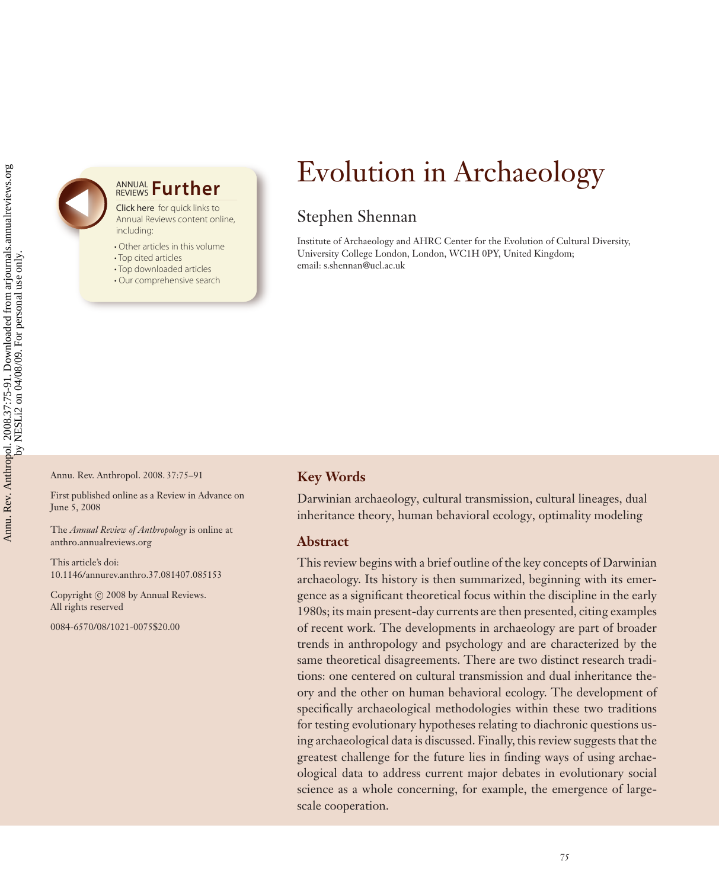# Evolution in Archaeology

Stephen Shennan

Institute of Archaeology and AHRC Center for the Evolution of Cultural Diversity, University College London, London, WC1H 0PY, United Kingdom; email: s.shennan@ucl.ac.uk

Annu. Rev. Anthropol. 2008. 37:75–91

First published online as a Review in Advance on June 5, 2008

The *Annual Review of Anthropology* is online at anthro.annualreviews.org

This article's doi: 10.1146/annurev.anthro.37.081407.085153

Copyright © 2008 by Annual Reviews. All rights reserved

0084-6570/08/1021-0075$20.00

## Key Words

Darwinian archaeology, cultural transmission, cultural lineages, dual inheritance theory, human behavioral ecology, optimality modeling

## Abstract

This review begins with a brief outline of the key concepts of Darwinian archaeology. Its history is then summarized, beginning with its emergence as a significant theoretical focus within the discipline in the early 1980s; its main present-day currents are then presented, citing examples of recent work. The developments in archaeology are part of broader trends in anthropology and psychology and are characterized by the same theoretical disagreements. There are two distinct research traditions: one centered on cultural transmission and dual inheritance theory and the other on human behavioral ecology. The development of specifically archaeological methodologies within these two traditions for testing evolutionary hypotheses relating to diachronic questions using archaeological data is discussed. Finally, this review suggests that the greatest challenge for the future lies in finding ways of using archaeological data to address current major debates in evolutionary social science as a whole concerning, for example, the emergence of large-scale cooperation.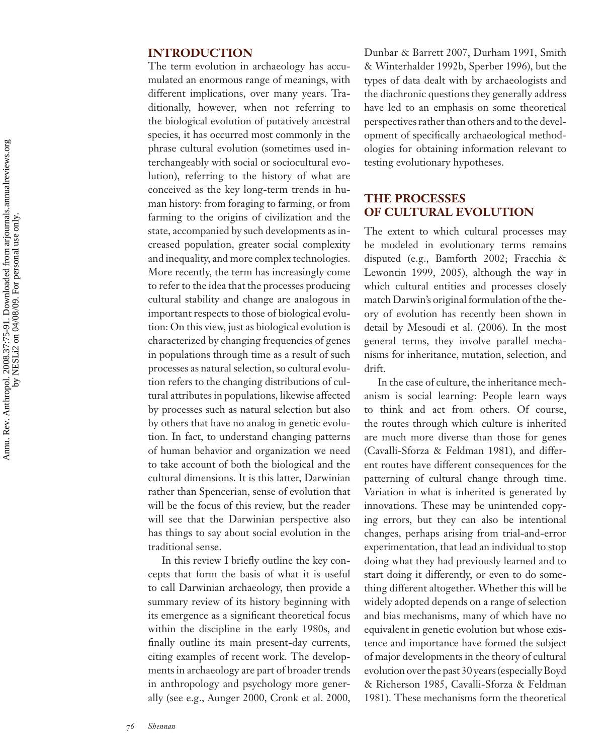## INTRODUCTION

The term evolution in archaeology has accumulated an enormous range of meanings, with different implications, over many years. Traditionally, however, when not referring to the biological evolution of putatively ancestral species, it has occurred most commonly in the phrase cultural evolution (sometimes used interchangeably with social or sociocultural evolution), referring to the history of what are conceived as the key long-term trends in human history: from foraging to farming, or from farming to the origins of civilization and the state, accompanied by such developments as increased population, greater social complexity and inequality, and more complex technologies. More recently, the term has increasingly come to refer to the idea that the processes producing cultural stability and change are analogous in important respects to those of biological evolution: On this view, just as biological evolution is characterized by changing frequencies of genes in populations through time as a result of such processes as natural selection, so cultural evolution refers to the changing distributions of cultural attributes in populations, likewise affected by processes such as natural selection but also by others that have no analog in genetic evolution. In fact, to understand changing patterns of human behavior and organization we need to take account of both the biological and the cultural dimensions. It is this latter, Darwinian rather than Spencerian, sense of evolution that will be the focus of this review, but the reader will see that the Darwinian perspective also has things to say about social evolution in the traditional sense.

In this review I briefly outline the key concepts that form the basis of what it is useful to call Darwinian archaeology, then provide a summary review of its history beginning with its emergence as a significant theoretical focus within the discipline in the early 1980s, and finally outline its main present-day currents, citing examples of recent work. The developments in archaeology are part of broader trends in anthropology and psychology more generally (see e.g., Aunger 2000, Cronk et al. 2000, Dunbar & Barrett 2007, Durham 1991, Smith & Winterhalder 1992b, Sperber 1996), but the types of data dealt with by archaeologists and the diachronic questions they generally address have led to an emphasis on some theoretical perspectives rather than others and to the development of specifically archaeological methodologies for obtaining information relevant to testing evolutionary hypotheses.

## THE PROCESSES OF CULTURAL EVOLUTION

The extent to which cultural processes may be modeled in evolutionary terms remains disputed (e.g., Bamforth 2002; Fracchia & Lewontin 1999, 2005), although the way in which cultural entities and processes closely match Darwin's original formulation of the theory of evolution has recently been shown in detail by Mesoudi et al. (2006). In the most general terms, they involve parallel mechanisms for inheritance, mutation, selection, and drift.

In the case of culture, the inheritance mechanism is social learning: People learn ways to think and act from others. Of course, the routes through which culture is inherited are much more diverse than those for genes (Cavalli-Sforza & Feldman 1981), and different routes have different consequences for the patterning of cultural change through time. Variation in what is inherited is generated by innovations. These may be unintended copying errors, but they can also be intentional changes, perhaps arising from trial-and-error experimentation, that lead an individual to stop doing what they had previously learned and to start doing it differently, or even to do something different altogether. Whether this will be widely adopted depends on a range of selection and bias mechanisms, many of which have no equivalent in genetic evolution but whose existence and importance have formed the subject of major developments in the theory of cultural evolution over the past 30 years (especially Boyd & Richerson 1985, Cavalli-Sforza & Feldman 1981). These mechanisms form the theoretical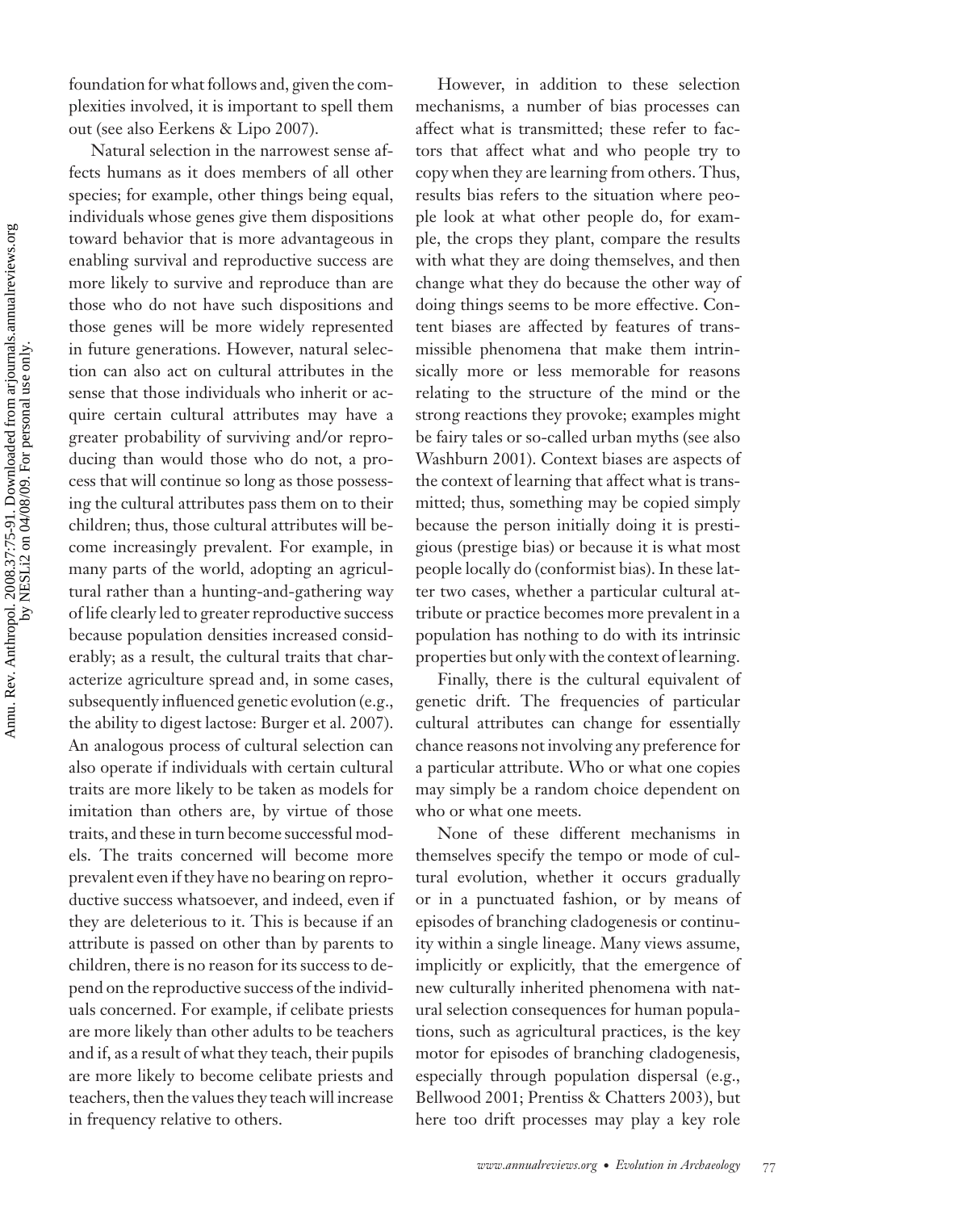foundation for what follows and, given the complexities involved, it is important to spell them out (see also Eerkens & Lipo 2007).

Natural selection in the narrowest sense affects humans as it does members of all other species; for example, other things being equal, individuals whose genes give them dispositions toward behavior that is more advantageous in enabling survival and reproductive success are more likely to survive and reproduce than are those who do not have such dispositions and those genes will be more widely represented in future generations. However, natural selection can also act on cultural attributes in the sense that those individuals who inherit or acquire certain cultural attributes may have a greater probability of surviving and/or reproducing than would those who do not, a process that will continue so long as those possessing the cultural attributes pass them on to their children; thus, those cultural attributes will become increasingly prevalent. For example, in many parts of the world, adopting an agricultural rather than a hunting-and-gathering way of life clearly led to greater reproductive success because population densities increased considerably; as a result, the cultural traits that characterize agriculture spread and, in some cases, subsequently influenced genetic evolution (e.g., the ability to digest lactose: Burger et al. 2007). An analogous process of cultural selection can also operate if individuals with certain cultural traits are more likely to be taken as models for imitation than others are, by virtue of those traits, and these in turn become successful models. The traits concerned will become more prevalent even if they have no bearing on reproductive success whatsoever, and indeed, even if they are deleterious to it. This is because if an attribute is passed on other than by parents to children, there is no reason for its success to depend on the reproductive success of the individuals concerned. For example, if celibate priests are more likely than other adults to be teachers and if, as a result of what they teach, their pupils are more likely to become celibate priests and teachers, then the values they teach will increase in frequency relative to others.

However, in addition to these selection mechanisms, a number of bias processes can affect what is transmitted; these refer to factors that affect what and who people try to copy when they are learning from others. Thus, results bias refers to the situation where people look at what other people do, for example, the crops they plant, compare the results with what they are doing themselves, and then change what they do because the other way of doing things seems to be more effective. Content biases are affected by features of transmissible phenomena that make them intrinsically more or less memorable for reasons relating to the structure of the mind or the strong reactions they provoke; examples might be fairy tales or so-called urban myths (see also Washburn 2001). Context biases are aspects of the context of learning that affect what is transmitted; thus, something may be copied simply because the person initially doing it is prestigious (prestige bias) or because it is what most people locally do (conformist bias). In these latter two cases, whether a particular cultural attribute or practice becomes more prevalent in a population has nothing to do with its intrinsic properties but only with the context of learning.

Finally, there is the cultural equivalent of genetic drift. The frequencies of particular cultural attributes can change for essentially chance reasons not involving any preference for a particular attribute. Who or what one copies may simply be a random choice dependent on who or what one meets.

None of these different mechanisms in themselves specify the tempo or mode of cultural evolution, whether it occurs gradually or in a punctuated fashion, or by means of episodes of branching cladogenesis or continuity within a single lineage. Many views assume, implicitly or explicitly, that the emergence of new culturally inherited phenomena with natural selection consequences for human populations, such as agricultural practices, is the key motor for episodes of branching cladogenesis, especially through population dispersal (e.g., Bellwood 2001; Prentiss & Chatters 2003), but here too drift processes may play a key role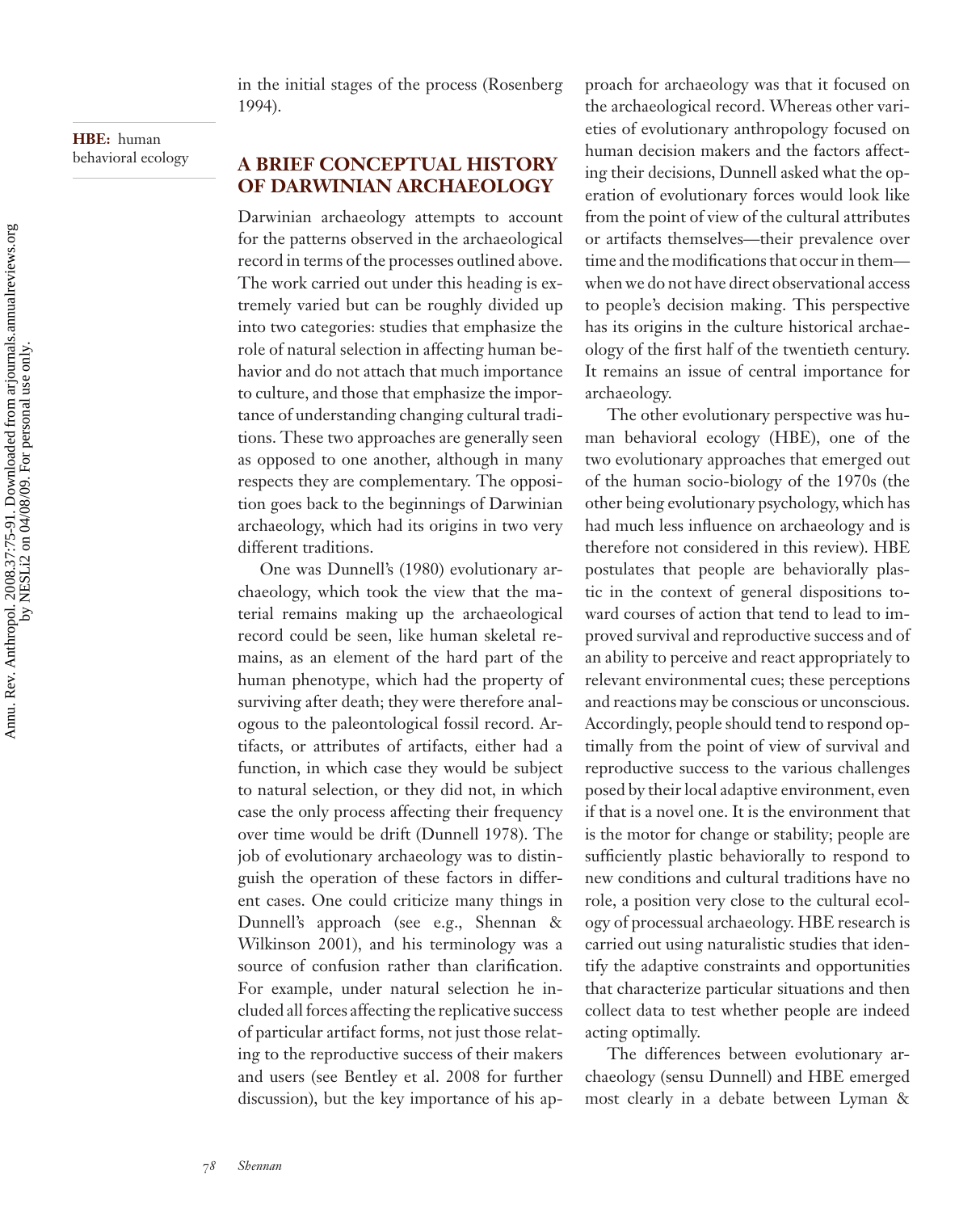in the initial stages of the process (Rosenberg 1994).

HBE: human behavioral ecology

## A BRIEF CONCEPTUAL HISTORY OF DARWINIAN ARCHAEOLOGY

Darwinian archaeology attempts to account for the patterns observed in the archaeological record in terms of the processes outlined above. The work carried out under this heading is extremely varied but can be roughly divided up into two categories: studies that emphasize the role of natural selection in affecting human behavior and do not attach that much importance to culture, and those that emphasize the importance of understanding changing cultural traditions. These two approaches are generally seen as opposed to one another, although in many respects they are complementary. The opposition goes back to the beginnings of Darwinian archaeology, which had its origins in two very different traditions.

One was Dunnell's (1980) evolutionary archaeology, which took the view that the material remains making up the archaeological record could be seen, like human skeletal remains, as an element of the hard part of the human phenotype, which had the property of surviving after death; they were therefore analogous to the paleontological fossil record. Artifacts, or attributes of artifacts, either had a function, in which case they would be subject to natural selection, or they did not, in which case the only process affecting their frequency over time would be drift (Dunnell 1978). The job of evolutionary archaeology was to distinguish the operation of these factors in different cases. One could criticize many things in Dunnell's approach (see e.g., Shennan & Wilkinson 2001), and his terminology was a source of confusion rather than clarification. For example, under natural selection he included all forces affecting the replicative success of particular artifact forms, not just those relating to the reproductive success of their makers and users (see Bentley et al. 2008 for further discussion), but the key importance of his approach for archaeology was that it focused on the archaeological record. Whereas other varieties of evolutionary anthropology focused on human decision makers and the factors affecting their decisions, Dunnell asked what the operation of evolutionary forces would look like from the point of view of the cultural attributes or artifacts themselves—their prevalence over time and the modifications that occur in them—when we do not have direct observational access to people's decision making. This perspective has its origins in the culture historical archaeology of the first half of the twentieth century. It remains an issue of central importance for archaeology.

The other evolutionary perspective was human behavioral ecology (HBE), one of the two evolutionary approaches that emerged out of the human socio-biology of the 1970s (the other being evolutionary psychology, which has had much less influence on archaeology and is therefore not considered in this review). HBE postulates that people are behaviorally plastic in the context of general dispositions toward courses of action that tend to lead to improved survival and reproductive success and of an ability to perceive and react appropriately to relevant environmental cues; these perceptions and reactions may be conscious or unconscious. Accordingly, people should tend to respond optimally from the point of view of survival and reproductive success to the various challenges posed by their local adaptive environment, even if that is a novel one. It is the environment that is the motor for change or stability; people are sufficiently plastic behaviorally to respond to new conditions and cultural traditions have no role, a position very close to the cultural ecology of processual archaeology. HBE research is carried out using naturalistic studies that identify the adaptive constraints and opportunities that characterize particular situations and then collect data to test whether people are indeed acting optimally.

The differences between evolutionary archaeology (sensu Dunnell) and HBE emerged most clearly in a debate between Lyman &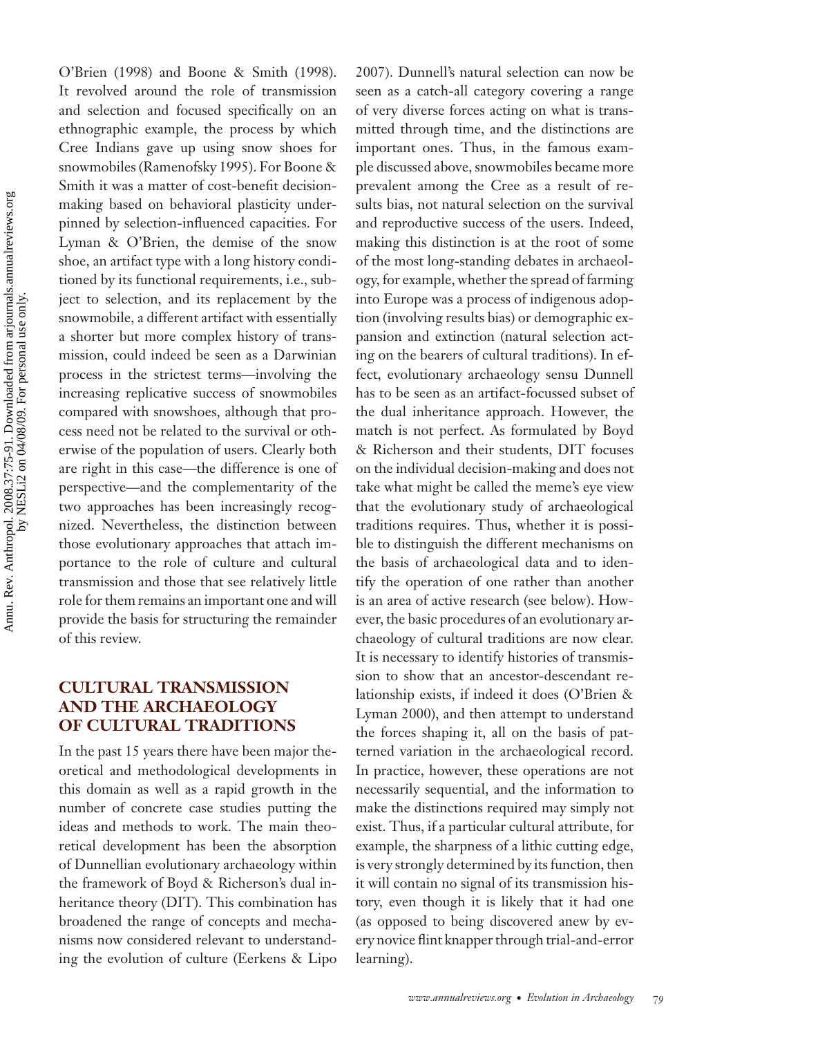O'Brien (1998) and Boone & Smith (1998). It revolved around the role of transmission and selection and focused specifically on an ethnographic example, the process by which Cree Indians gave up using snow shoes for snowmobiles (Ramenofsky 1995). For Boone & Smith it was a matter of cost-benefit decision-making based on behavioral plasticity underpinned by selection-influenced capacities. For Lyman & O'Brien, the demise of the snow shoe, an artifact type with a long history conditioned by its functional requirements, i.e., subject to selection, and its replacement by the snowmobile, a different artifact with essentially a shorter but more complex history of transmission, could indeed be seen as a Darwinian process in the strictest terms—involving the increasing replicative success of snowmobiles compared with snowshoes, although that process need not be related to the survival or otherwise of the population of users. Clearly both are right in this case—the difference is one of perspective—and the complementarity of the two approaches has been increasingly recognized. Nevertheless, the distinction between those evolutionary approaches that attach importance to the role of culture and cultural transmission and those that see relatively little role for them remains an important one and will provide the basis for structuring the remainder of this review.

## CULTURAL TRANSMISSION AND THE ARCHAEOLOGY OF CULTURAL TRADITIONS

In the past 15 years there have been major theoretical and methodological developments in this domain as well as a rapid growth in the number of concrete case studies putting the ideas and methods to work. The main theoretical development has been the absorption of Dunnellian evolutionary archaeology within the framework of Boyd & Richerson's dual inheritance theory (DIT). This combination has broadened the range of concepts and mechanisms now considered relevant to understanding the evolution of culture (Eerkens & Lipo 2007). Dunnell's natural selection can now be seen as a catch-all category covering a range of very diverse forces acting on what is transmitted through time, and the distinctions are important ones. Thus, in the famous example discussed above, snowmobiles became more prevalent among the Cree as a result of results bias, not natural selection on the survival and reproductive success of the users. Indeed, making this distinction is at the root of some of the most long-standing debates in archaeology, for example, whether the spread of farming into Europe was a process of indigenous adoption (involving results bias) or demographic expansion and extinction (natural selection acting on the bearers of cultural traditions). In effect, evolutionary archaeology sensu Dunnell has to be seen as an artifact-focussed subset of the dual inheritance approach. However, the match is not perfect. As formulated by Boyd & Richerson and their students, DIT focuses on the individual decision-making and does not take what might be called the meme's eye view that the evolutionary study of archaeological traditions requires. Thus, whether it is possible to distinguish the different mechanisms on the basis of archaeological data and to identify the operation of one rather than another is an area of active research (see below). However, the basic procedures of an evolutionary archaeology of cultural traditions are now clear. It is necessary to identify histories of transmission to show that an ancestor-descendant relationship exists, if indeed it does (O'Brien & Lyman 2000), and then attempt to understand the forces shaping it, all on the basis of patterned variation in the archaeological record. In practice, however, these operations are not necessarily sequential, and the information to make the distinctions required may simply not exist. Thus, if a particular cultural attribute, for example, the sharpness of a lithic cutting edge, is very strongly determined by its function, then it will contain no signal of its transmission history, even though it is likely that it had one (as opposed to being discovered anew by every novice flint knapper through trial-and-error learning).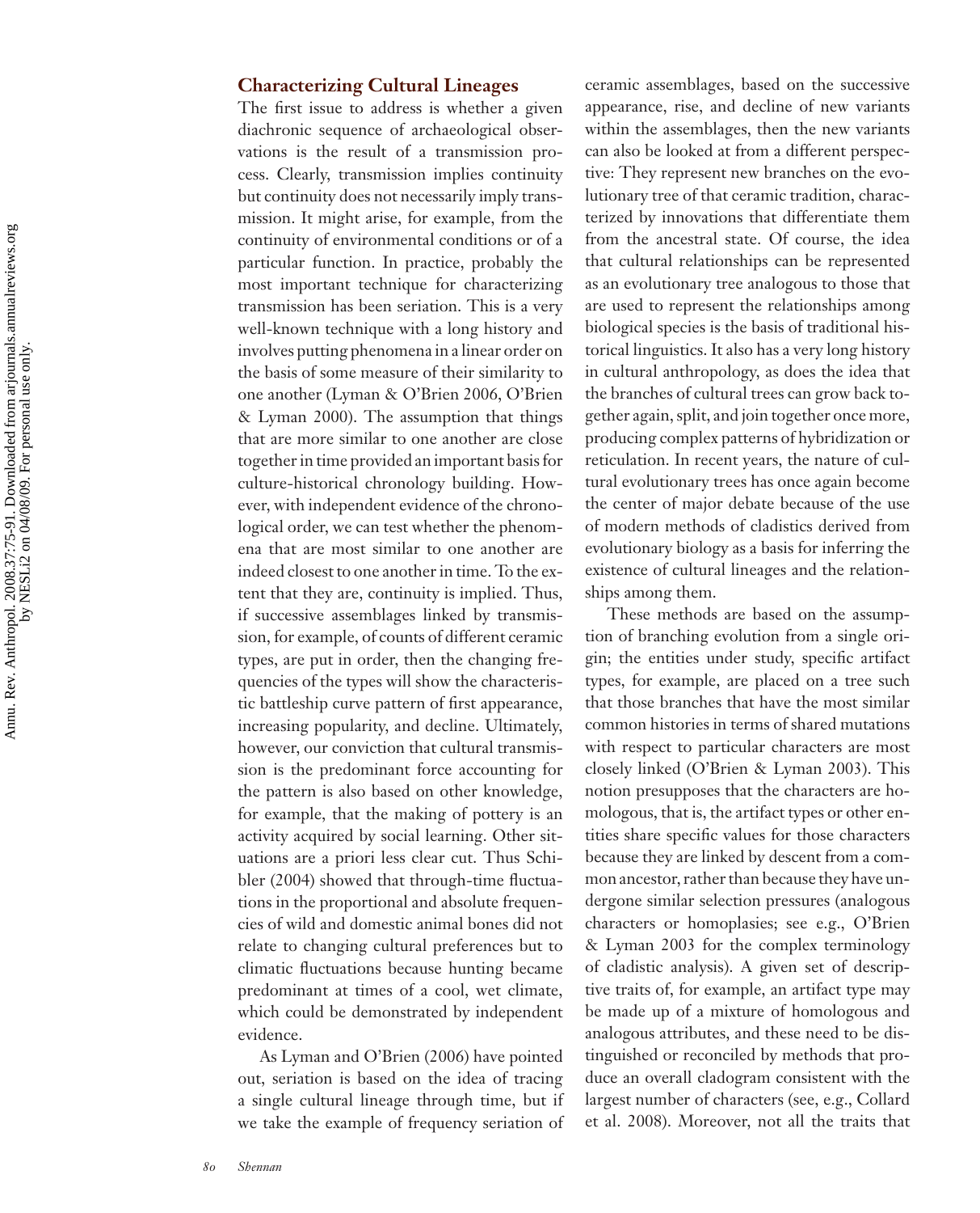## Characterizing Cultural Lineages

The first issue to address is whether a given diachronic sequence of archaeological observations is the result of a transmission process. Clearly, transmission implies continuity but continuity does not necessarily imply transmission. It might arise, for example, from the continuity of environmental conditions or of a particular function. In practice, probably the most important technique for characterizing transmission has been seriation. This is a very well-known technique with a long history and involves putting phenomena in a linear order on the basis of some measure of their similarity to one another (Lyman & O'Brien 2006, O'Brien & Lyman 2000). The assumption that things that are more similar to one another are close together in time provided an important basis for culture-historical chronology building. However, with independent evidence of the chronological order, we can test whether the phenomena that are most similar to one another are indeed closest to one another in time. To the extent that they are, continuity is implied. Thus, if successive assemblages linked by transmission, for example, of counts of different ceramic types, are put in order, then the changing frequencies of the types will show the characteristic battleship curve pattern of first appearance, increasing popularity, and decline. Ultimately, however, our conviction that cultural transmission is the predominant force accounting for the pattern is also based on other knowledge, for example, that the making of pottery is an activity acquired by social learning. Other situations are a priori less clear cut. Thus Schibler (2004) showed that through-time fluctuations in the proportional and absolute frequencies of wild and domestic animal bones did not relate to changing cultural preferences but to climatic fluctuations because hunting became predominant at times of a cool, wet climate, which could be demonstrated by independent evidence.

As Lyman and O'Brien (2006) have pointed out, seriation is based on the idea of tracing a single cultural lineage through time, but if we take the example of frequency seriation of ceramic assemblages, based on the successive appearance, rise, and decline of new variants within the assemblages, then the new variants can also be looked at from a different perspective: They represent new branches on the evolutionary tree of that ceramic tradition, characterized by innovations that differentiate them from the ancestral state. Of course, the idea that cultural relationships can be represented as an evolutionary tree analogous to those that are used to represent the relationships among biological species is the basis of traditional historical linguistics. It also has a very long history in cultural anthropology, as does the idea that the branches of cultural trees can grow back together again, split, and join together once more, producing complex patterns of hybridization or reticulation. In recent years, the nature of cultural evolutionary trees has once again become the center of major debate because of the use of modern methods of cladistics derived from evolutionary biology as a basis for inferring the existence of cultural lineages and the relationships among them.

These methods are based on the assumption of branching evolution from a single origin; the entities under study, specific artifact types, for example, are placed on a tree such that those branches that have the most similar common histories in terms of shared mutations with respect to particular characters are most closely linked (O'Brien & Lyman 2003). This notion presupposes that the characters are homologous, that is, the artifact types or other entities share specific values for those characters because they are linked by descent from a common ancestor, rather than because they have undergone similar selection pressures (analogous characters or homoplasies; see e.g., O'Brien & Lyman 2003 for the complex terminology of cladistic analysis). A given set of descriptive traits of, for example, an artifact type may be made up of a mixture of homologous and analogous attributes, and these need to be distinguished or reconciled by methods that produce an overall cladogram consistent with the largest number of characters (see, e.g., Collard et al. 2008). Moreover, not all the traits that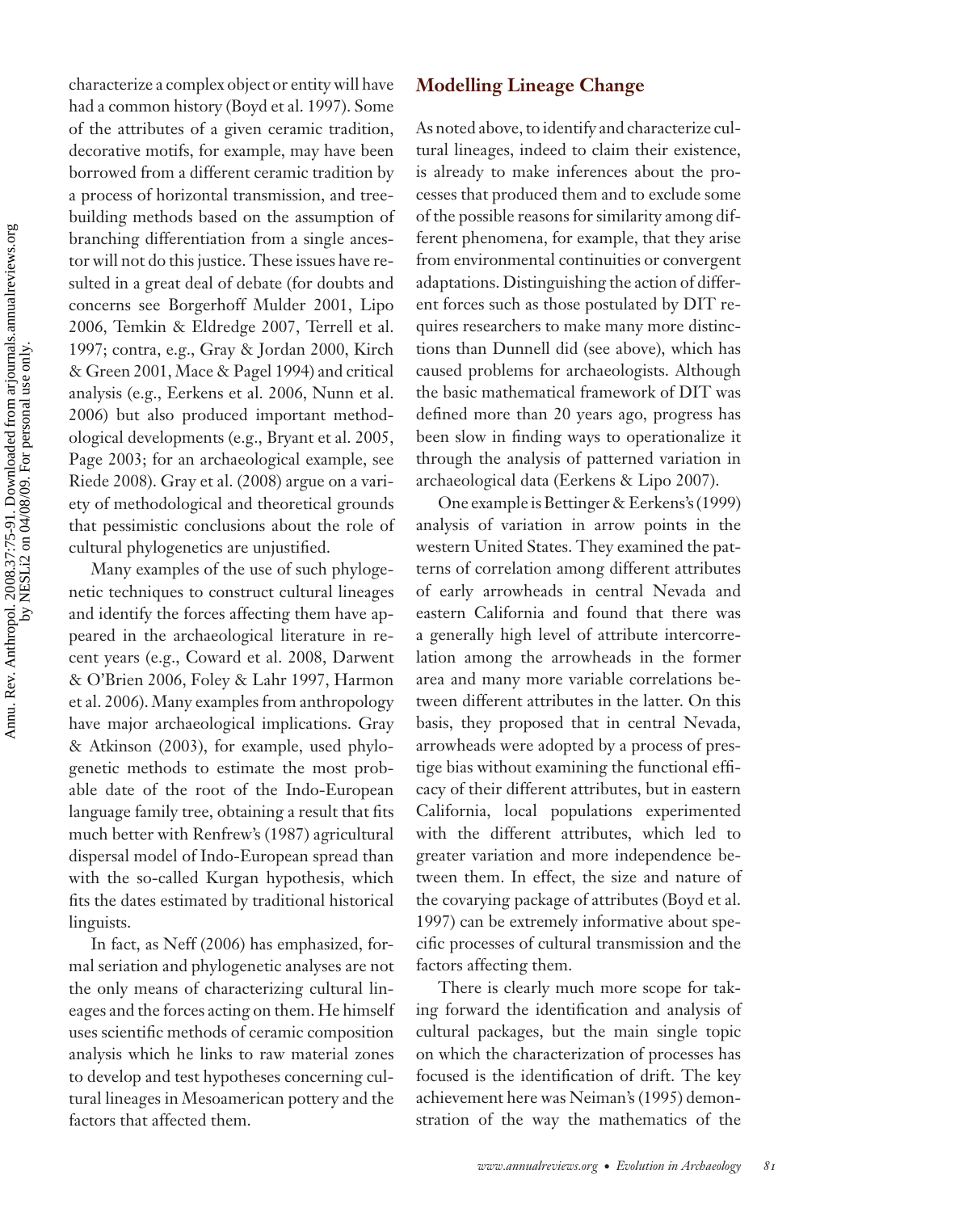characterize a complex object or entity will have had a common history (Boyd et al. 1997). Some of the attributes of a given ceramic tradition, decorative motifs, for example, may have been borrowed from a different ceramic tradition by a process of horizontal transmission, and tree-building methods based on the assumption of branching differentiation from a single ancestor will not do this justice. These issues have resulted in a great deal of debate (for doubts and concerns see Borgerhoff Mulder 2001, Lipo 2006, Temkin & Eldredge 2007, Terrell et al. 1997; contra, e.g., Gray & Jordan 2000, Kirch & Green 2001, Mace & Pagel 1994) and critical analysis (e.g., Eerkens et al. 2006, Nunn et al. 2006) but also produced important methodological developments (e.g., Bryant et al. 2005, Page 2003; for an archaeological example, see Riede 2008). Gray et al. (2008) argue on a variety of methodological and theoretical grounds that pessimistic conclusions about the role of cultural phylogenetics are unjustified.

Many examples of the use of such phylogenetic techniques to construct cultural lineages and identify the forces affecting them have appeared in the archaeological literature in recent years (e.g., Coward et al. 2008, Darwent & O'Brien 2006, Foley & Lahr 1997, Harmon et al. 2006). Many examples from anthropology have major archaeological implications. Gray & Atkinson (2003), for example, used phylogenetic methods to estimate the most probable date of the root of the Indo-European language family tree, obtaining a result that fits much better with Renfrew's (1987) agricultural dispersal model of Indo-European spread than with the so-called Kurgan hypothesis, which fits the dates estimated by traditional historical linguists.

In fact, as Neff (2006) has emphasized, formal seriation and phylogenetic analyses are not the only means of characterizing cultural lineages and the forces acting on them. He himself uses scientific methods of ceramic composition analysis which he links to raw material zones to develop and test hypotheses concerning cultural lineages in Mesoamerican pottery and the factors that affected them.

## Modelling Lineage Change

As noted above, to identify and characterize cultural lineages, indeed to claim their existence, is already to make inferences about the processes that produced them and to exclude some of the possible reasons for similarity among different phenomena, for example, that they arise from environmental continuities or convergent adaptations. Distinguishing the action of different forces such as those postulated by DIT requires researchers to make many more distinctions than Dunnell did (see above), which has caused problems for archaeologists. Although the basic mathematical framework of DIT was defined more than 20 years ago, progress has been slow in finding ways to operationalize it through the analysis of patterned variation in archaeological data (Eerkens & Lipo 2007).

One example is Bettinger & Eerkens's (1999) analysis of variation in arrow points in the western United States. They examined the patterns of correlation among different attributes of early arrowheads in central Nevada and eastern California and found that there was a generally high level of attribute intercorrelation among the arrowheads in the former area and many more variable correlations between different attributes in the latter. On this basis, they proposed that in central Nevada, arrowheads were adopted by a process of prestige bias without examining the functional efficacy of their different attributes, but in eastern California, local populations experimented with the different attributes, which led to greater variation and more independence between them. In effect, the size and nature of the covarying package of attributes (Boyd et al. 1997) can be extremely informative about specific processes of cultural transmission and the factors affecting them.

There is clearly much more scope for taking forward the identification and analysis of cultural packages, but the main single topic on which the characterization of processes has focused is the identification of drift. The key achievement here was Neiman's (1995) demonstration of the way the mathematics of the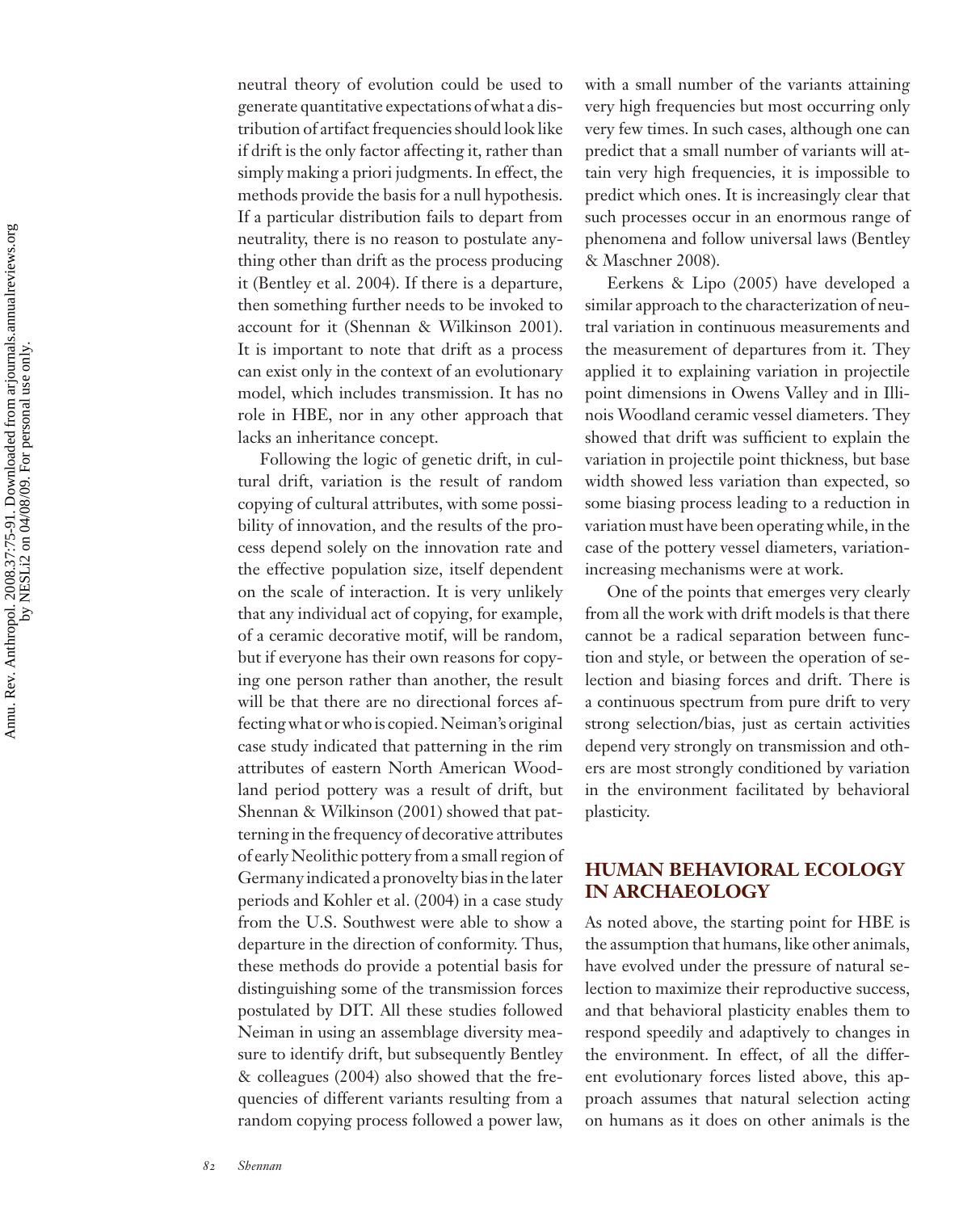neutral theory of evolution could be used to generate quantitative expectations of what a distribution of artifact frequencies should look like if drift is the only factor affecting it, rather than simply making a priori judgments. In effect, the methods provide the basis for a null hypothesis. If a particular distribution fails to depart from neutrality, there is no reason to postulate anything other than drift as the process producing it (Bentley et al. 2004). If there is a departure, then something further needs to be invoked to account for it (Shennan & Wilkinson 2001). It is important to note that drift as a process can exist only in the context of an evolutionary model, which includes transmission. It has no role in HBE, nor in any other approach that lacks an inheritance concept.

Following the logic of genetic drift, in cultural drift, variation is the result of random copying of cultural attributes, with some possibility of innovation, and the results of the process depend solely on the innovation rate and the effective population size, itself dependent on the scale of interaction. It is very unlikely that any individual act of copying, for example, of a ceramic decorative motif, will be random, but if everyone has their own reasons for copying one person rather than another, the result will be that there are no directional forces affecting what or who is copied. Neiman's original case study indicated that patterning in the rim attributes of eastern North American Woodland period pottery was a result of drift, but Shennan & Wilkinson (2001) showed that patterning in the frequency of decorative attributes of early Neolithic pottery from a small region of Germany indicated a pronovelty bias in the later periods and Kohler et al. (2004) in a case study from the U.S. Southwest were able to show a departure in the direction of conformity. Thus, these methods do provide a potential basis for distinguishing some of the transmission forces postulated by DIT. All these studies followed Neiman in using an assemblage diversity measure to identify drift, but subsequently Bentley & colleagues (2004) also showed that the frequencies of different variants resulting from a random copying process followed a power law, with a small number of the variants attaining very high frequencies but most occurring only very few times. In such cases, although one can predict that a small number of variants will attain very high frequencies, it is impossible to predict which ones. It is increasingly clear that such processes occur in an enormous range of phenomena and follow universal laws (Bentley & Maschner 2008).

Eerkens & Lipo (2005) have developed a similar approach to the characterization of neutral variation in continuous measurements and the measurement of departures from it. They applied it to explaining variation in projectile point dimensions in Owens Valley and in Illinois Woodland ceramic vessel diameters. They showed that drift was sufficient to explain the variation in projectile point thickness, but base width showed less variation than expected, so some biasing process leading to a reduction in variation must have been operating while, in the case of the pottery vessel diameters, variation-increasing mechanisms were at work.

One of the points that emerges very clearly from all the work with drift models is that there cannot be a radical separation between function and style, or between the operation of selection and biasing forces and drift. There is a continuous spectrum from pure drift to very strong selection/bias, just as certain activities depend very strongly on transmission and others are most strongly conditioned by variation in the environment facilitated by behavioral plasticity.

## HUMAN BEHAVIORAL ECOLOGY IN ARCHAEOLOGY

As noted above, the starting point for HBE is the assumption that humans, like other animals, have evolved under the pressure of natural selection to maximize their reproductive success, and that behavioral plasticity enables them to respond speedily and adaptively to changes in the environment. In effect, of all the different evolutionary forces listed above, this approach assumes that natural selection acting on humans as it does on other animals is the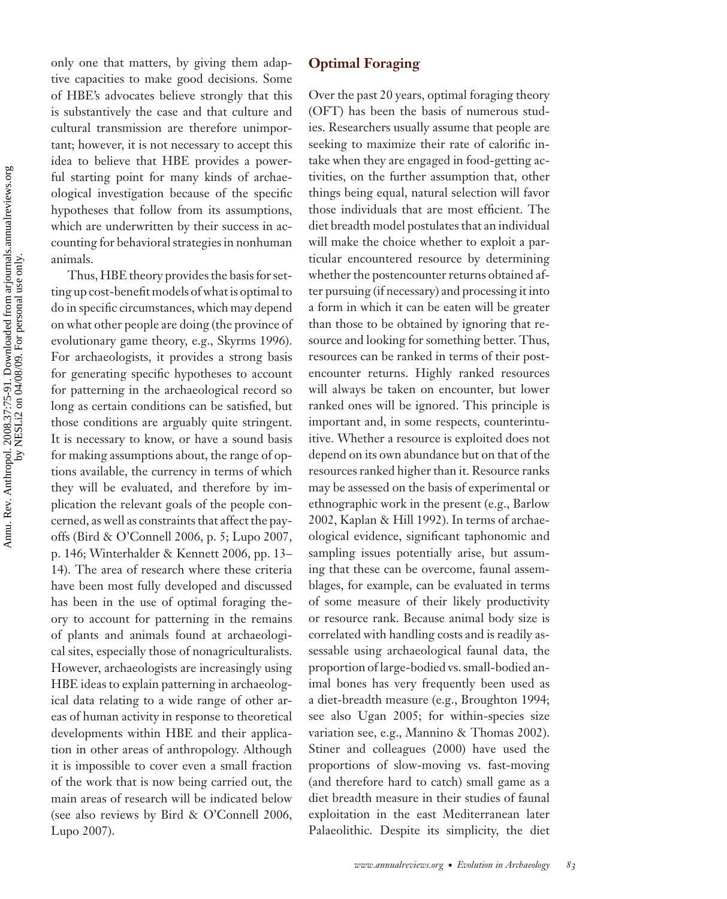only one that matters, by giving them adaptive capacities to make good decisions. Some of HBE's advocates believe strongly that this is substantively the case and that culture and cultural transmission are therefore unimportant; however, it is not necessary to accept this idea to believe that HBE provides a powerful starting point for many kinds of archaeological investigation because of the specific hypotheses that follow from its assumptions, which are underwritten by their success in accounting for behavioral strategies in nonhuman animals.

Thus, HBE theory provides the basis for setting up cost-benefit models of what is optimal to do in specific circumstances, which may depend on what other people are doing (the province of evolutionary game theory, e.g., Skyrms 1996). For archaeologists, it provides a strong basis for generating specific hypotheses to account for patterning in the archaeological record so long as certain conditions can be satisfied, but those conditions are arguably quite stringent. It is necessary to know, or have a sound basis for making assumptions about, the range of options available, the currency in terms of which they will be evaluated, and therefore by implication the relevant goals of the people concerned, as well as constraints that affect the payoffs (Bird & O'Connell 2006, p. 5; Lupo 2007, p. 146; Winterhalder & Kennett 2006, pp. 13–14). The area of research where these criteria have been most fully developed and discussed has been in the use of optimal foraging theory to account for patterning in the remains of plants and animals found at archaeological sites, especially those of nonagriculturalists. However, archaeologists are increasingly using HBE ideas to explain patterning in archaeological data relating to a wide range of other areas of human activity in response to theoretical developments within HBE and their application in other areas of anthropology. Although it is impossible to cover even a small fraction of the work that is now being carried out, the main areas of research will be indicated below (see also reviews by Bird & O'Connell 2006, Lupo 2007).

## Optimal Foraging

Over the past 20 years, optimal foraging theory (OFT) has been the basis of numerous studies. Researchers usually assume that people are seeking to maximize their rate of calorific intake when they are engaged in food-getting activities, on the further assumption that, other things being equal, natural selection will favor those individuals that are most efficient. The diet breadth model postulates that an individual will make the choice whether to exploit a particular encountered resource by determining whether the postencounter returns obtained after pursuing (if necessary) and processing it into a form in which it can be eaten will be greater than those to be obtained by ignoring that resource and looking for something better. Thus, resources can be ranked in terms of their postencounter returns. Highly ranked resources will always be taken on encounter, but lower ranked ones will be ignored. This principle is important and, in some respects, counterintuitive. Whether a resource is exploited does not depend on its own abundance but on that of the resources ranked higher than it. Resource ranks may be assessed on the basis of experimental or ethnographic work in the present (e.g., Barlow 2002, Kaplan & Hill 1992). In terms of archaeological evidence, significant taphonomic and sampling issues potentially arise, but assuming that these can be overcome, faunal assemblages, for example, can be evaluated in terms of some measure of their likely productivity or resource rank. Because animal body size is correlated with handling costs and is readily assessable using archaeological faunal data, the proportion of large-bodied vs. small-bodied animal bones has very frequently been used as a diet-breadth measure (e.g., Broughton 1994; see also Ugan 2005; for within-species size variation see, e.g., Mannino & Thomas 2002). Stiner and colleagues (2000) have used the proportions of slow-moving vs. fast-moving (and therefore hard to catch) small game as a diet breadth measure in their studies of faunal exploitation in the east Mediterranean later Palaeolithic. Despite its simplicity, the diet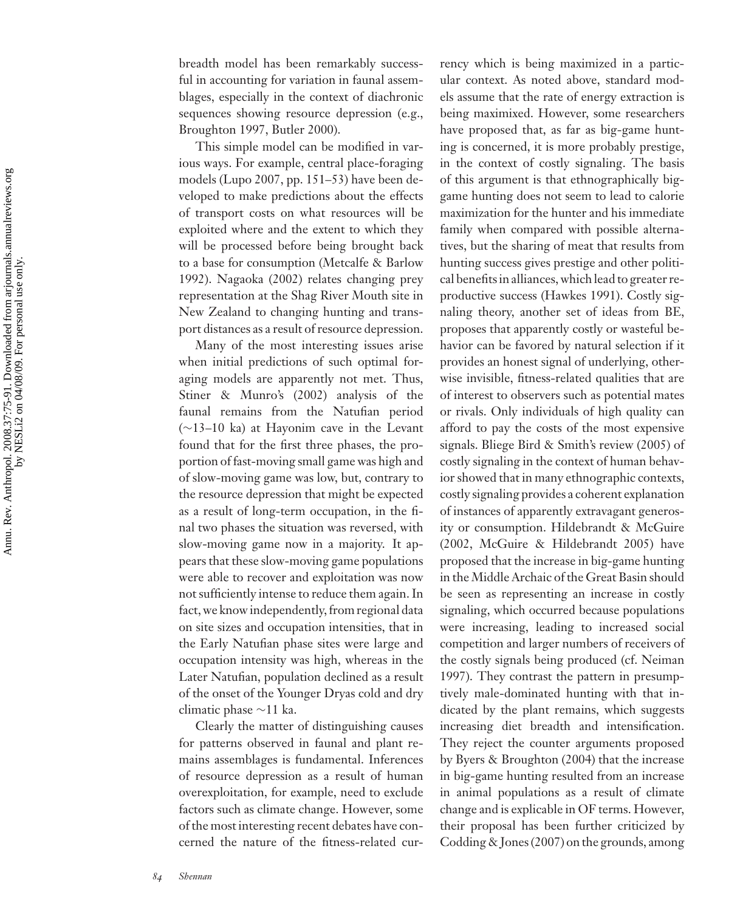breadth model has been remarkably successful in accounting for variation in faunal assemblages, especially in the context of diachronic sequences showing resource depression (e.g., Broughton 1997, Butler 2000).

This simple model can be modified in various ways. For example, central place-foraging models (Lupo 2007, pp. 151–53) have been developed to make predictions about the effects of transport costs on what resources will be exploited where and the extent to which they will be processed before being brought back to a base for consumption (Metcalfe & Barlow 1992). Nagaoka (2002) relates changing prey representation at the Shag River Mouth site in New Zealand to changing hunting and transport distances as a result of resource depression.

Many of the most interesting issues arise when initial predictions of such optimal foraging models are apparently not met. Thus, Stiner & Munro's (2002) analysis of the faunal remains from the Natufian period (~13–10 ka) at Hayonim cave in the Levant found that for the first three phases, the proportion of fast-moving small game was high and of slow-moving game was low, but, contrary to the resource depression that might be expected as a result of long-term occupation, in the final two phases the situation was reversed, with slow-moving game now in a majority. It appears that these slow-moving game populations were able to recover and exploitation was now not sufficiently intense to reduce them again. In fact, we know independently, from regional data on site sizes and occupation intensities, that in the Early Natufian phase sites were large and occupation intensity was high, whereas in the Later Natufian, population declined as a result of the onset of the Younger Dryas cold and dry climatic phase ~11 ka.

Clearly the matter of distinguishing causes for patterns observed in faunal and plant remains assemblages is fundamental. Inferences of resource depression as a result of human overexploitation, for example, need to exclude factors such as climate change. However, some of the most interesting recent debates have concerned the nature of the fitness-related currency which is being maximized in a particular context. As noted above, standard models assume that the rate of energy extraction is being maximixed. However, some researchers have proposed that, as far as big-game hunting is concerned, it is more probably prestige, in the context of costly signaling. The basis of this argument is that ethnographically big-game hunting does not seem to lead to calorie maximization for the hunter and his immediate family when compared with possible alternatives, but the sharing of meat that results from hunting success gives prestige and other political benefits in alliances, which lead to greater reproductive success (Hawkes 1991). Costly signaling theory, another set of ideas from BE, proposes that apparently costly or wasteful behavior can be favored by natural selection if it provides an honest signal of underlying, otherwise invisible, fitness-related qualities that are of interest to observers such as potential mates or rivals. Only individuals of high quality can afford to pay the costs of the most expensive signals. Bliege Bird & Smith's review (2005) of costly signaling in the context of human behavior showed that in many ethnographic contexts, costly signaling provides a coherent explanation of instances of apparently extravagant generosity or consumption. Hildebrandt & McGuire (2002, McGuire & Hildebrandt 2005) have proposed that the increase in big-game hunting in the Middle Archaic of the Great Basin should be seen as representing an increase in costly signaling, which occurred because populations were increasing, leading to increased social competition and larger numbers of receivers of the costly signals being produced (cf. Neiman 1997). They contrast the pattern in presumptively male-dominated hunting with that indicated by the plant remains, which suggests increasing diet breadth and intensification. They reject the counter arguments proposed by Byers & Broughton (2004) that the increase in big-game hunting resulted from an increase in animal populations as a result of climate change and is explicable in OF terms. However, their proposal has been further criticized by Codding & Jones (2007) on the grounds, among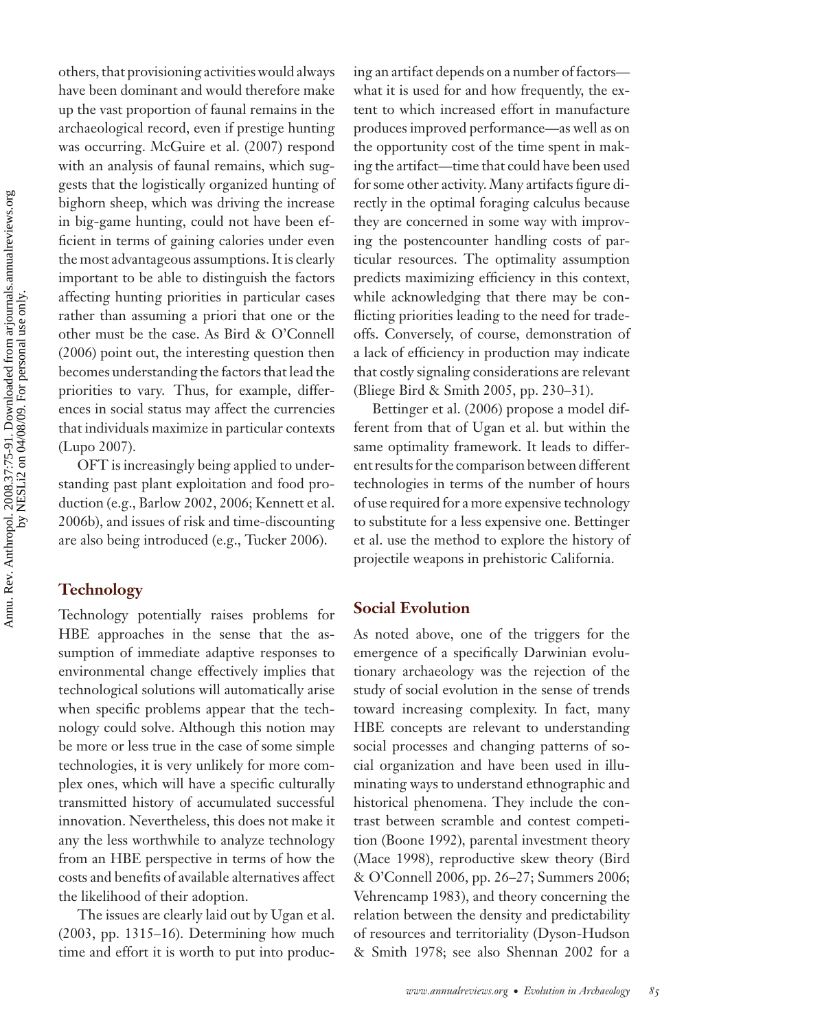others, that provisioning activities would always have been dominant and would therefore make up the vast proportion of faunal remains in the archaeological record, even if prestige hunting was occurring. McGuire et al. (2007) respond with an analysis of faunal remains, which suggests that the logistically organized hunting of bighorn sheep, which was driving the increase in big-game hunting, could not have been efficient in terms of gaining calories under even the most advantageous assumptions. It is clearly important to be able to distinguish the factors affecting hunting priorities in particular cases rather than assuming a priori that one or the other must be the case. As Bird & O'Connell (2006) point out, the interesting question then becomes understanding the factors that lead the priorities to vary. Thus, for example, differences in social status may affect the currencies that individuals maximize in particular contexts (Lupo 2007).

OFT is increasingly being applied to understanding past plant exploitation and food production (e.g., Barlow 2002, 2006; Kennett et al. 2006b), and issues of risk and time-discounting are also being introduced (e.g., Tucker 2006).

## Technology

Technology potentially raises problems for HBE approaches in the sense that the assumption of immediate adaptive responses to environmental change effectively implies that technological solutions will automatically arise when specific problems appear that the technology could solve. Although this notion may be more or less true in the case of some simple technologies, it is very unlikely for more complex ones, which will have a specific culturally transmitted history of accumulated successful innovation. Nevertheless, this does not make it any the less worthwhile to analyze technology from an HBE perspective in terms of how the costs and benefits of available alternatives affect the likelihood of their adoption.

The issues are clearly laid out by Ugan et al. (2003, pp. 1315–16). Determining how much time and effort it is worth to put into producing an artifact depends on a number of factors—what it is used for and how frequently, the extent to which increased effort in manufacture produces improved performance—as well as on the opportunity cost of the time spent in making the artifact—time that could have been used for some other activity. Many artifacts figure directly in the optimal foraging calculus because they are concerned in some way with improving the postencounter handling costs of particular resources. The optimality assumption predicts maximizing efficiency in this context, while acknowledging that there may be conflicting priorities leading to the need for trade-offs. Conversely, of course, demonstration of a lack of efficiency in production may indicate that costly signaling considerations are relevant (Bliege Bird & Smith 2005, pp. 230–31).

Bettinger et al. (2006) propose a model different from that of Ugan et al. but within the same optimality framework. It leads to different results for the comparison between different technologies in terms of the number of hours of use required for a more expensive technology to substitute for a less expensive one. Bettinger et al. use the method to explore the history of projectile weapons in prehistoric California.

## Social Evolution

As noted above, one of the triggers for the emergence of a specifically Darwinian evolutionary archaeology was the rejection of the study of social evolution in the sense of trends toward increasing complexity. In fact, many HBE concepts are relevant to understanding social processes and changing patterns of social organization and have been used in illuminating ways to understand ethnographic and historical phenomena. They include the contrast between scramble and contest competition (Boone 1992), parental investment theory (Mace 1998), reproductive skew theory (Bird & O'Connell 2006, pp. 26–27; Summers 2006; Vehrencamp 1983), and theory concerning the relation between the density and predictability of resources and territoriality (Dyson-Hudson & Smith 1978; see also Shennan 2002 for a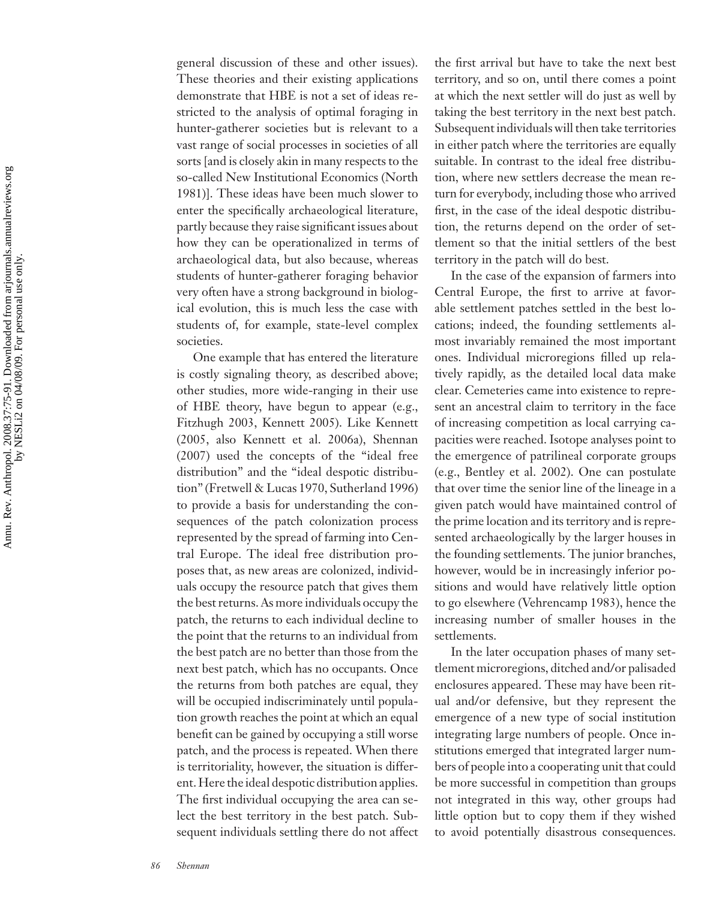general discussion of these and other issues). These theories and their existing applications demonstrate that HBE is not a set of ideas restricted to the analysis of optimal foraging in hunter-gatherer societies but is relevant to a vast range of social processes in societies of all sorts [and is closely akin in many respects to the so-called New Institutional Economics (North 1981)]. These ideas have been much slower to enter the specifically archaeological literature, partly because they raise significant issues about how they can be operationalized in terms of archaeological data, but also because, whereas students of hunter-gatherer foraging behavior very often have a strong background in biological evolution, this is much less the case with students of, for example, state-level complex societies.

One example that has entered the literature is costly signaling theory, as described above; other studies, more wide-ranging in their use of HBE theory, have begun to appear (e.g., Fitzhugh 2003, Kennett 2005). Like Kennett (2005, also Kennett et al. 2006a), Shennan (2007) used the concepts of the "ideal free distribution" and the "ideal despotic distribution" (Fretwell & Lucas 1970, Sutherland 1996) to provide a basis for understanding the consequences of the patch colonization process represented by the spread of farming into Central Europe. The ideal free distribution proposes that, as new areas are colonized, individuals occupy the resource patch that gives them the best returns. As more individuals occupy the patch, the returns to each individual decline to the point that the returns to an individual from the best patch are no better than those from the next best patch, which has no occupants. Once the returns from both patches are equal, they will be occupied indiscriminately until population growth reaches the point at which an equal benefit can be gained by occupying a still worse patch, and the process is repeated. When there is territoriality, however, the situation is different. Here the ideal despotic distribution applies. The first individual occupying the area can select the best territory in the best patch. Subsequent individuals settling there do not affect the first arrival but have to take the next best territory, and so on, until there comes a point at which the next settler will do just as well by taking the best territory in the next best patch. Subsequent individuals will then take territories in either patch where the territories are equally suitable. In contrast to the ideal free distribution, where new settlers decrease the mean return for everybody, including those who arrived first, in the case of the ideal despotic distribution, the returns depend on the order of settlement so that the initial settlers of the best territory in the patch will do best.

In the case of the expansion of farmers into Central Europe, the first to arrive at favorable settlement patches settled in the best locations; indeed, the founding settlements almost invariably remained the most important ones. Individual microregions filled up relatively rapidly, as the detailed local data make clear. Cemeteries came into existence to represent an ancestral claim to territory in the face of increasing competition as local carrying capacities were reached. Isotope analyses point to the emergence of patrilineal corporate groups (e.g., Bentley et al. 2002). One can postulate that over time the senior line of the lineage in a given patch would have maintained control of the prime location and its territory and is represented archaeologically by the larger houses in the founding settlements. The junior branches, however, would be in increasingly inferior positions and would have relatively little option to go elsewhere (Vehrencamp 1983), hence the increasing number of smaller houses in the settlements.

In the later occupation phases of many settlement microregions, ditched and/or palisaded enclosures appeared. These may have been ritual and/or defensive, but they represent the emergence of a new type of social institution integrating large numbers of people. Once institutions emerged that integrated larger numbers of people into a cooperating unit that could be more successful in competition than groups not integrated in this way, other groups had little option but to copy them if they wished to avoid potentially disastrous consequences.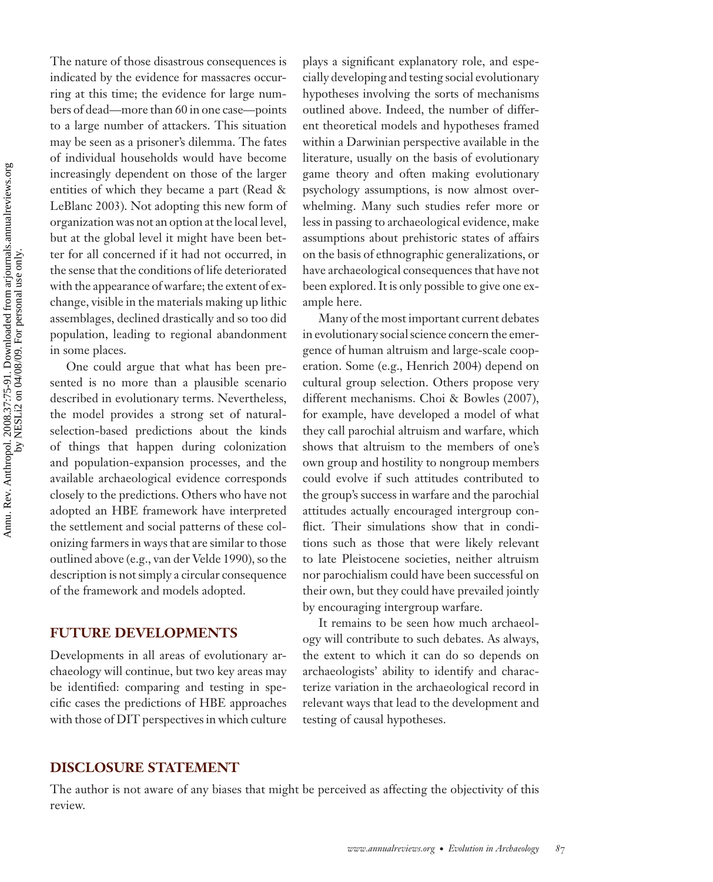The nature of those disastrous consequences is indicated by the evidence for massacres occurring at this time; the evidence for large numbers of dead—more than 60 in one case—points to a large number of attackers. This situation may be seen as a prisoner's dilemma. The fates of individual households would have become increasingly dependent on those of the larger entities of which they became a part (Read & LeBlanc 2003). Not adopting this new form of organization was not an option at the local level, but at the global level it might have been better for all concerned if it had not occurred, in the sense that the conditions of life deteriorated with the appearance of warfare; the extent of exchange, visible in the materials making up lithic assemblages, declined drastically and so too did population, leading to regional abandonment in some places.

One could argue that what has been presented is no more than a plausible scenario described in evolutionary terms. Nevertheless, the model provides a strong set of natural-selection-based predictions about the kinds of things that happen during colonization and population-expansion processes, and the available archaeological evidence corresponds closely to the predictions. Others who have not adopted an HBE framework have interpreted the settlement and social patterns of these colonizing farmers in ways that are similar to those outlined above (e.g., van der Velde 1990), so the description is not simply a circular consequence of the framework and models adopted.

## FUTURE DEVELOPMENTS

Developments in all areas of evolutionary archaeology will continue, but two key areas may be identified: comparing and testing in specific cases the predictions of HBE approaches with those of DIT perspectives in which culture plays a significant explanatory role, and especially developing and testing social evolutionary hypotheses involving the sorts of mechanisms outlined above. Indeed, the number of different theoretical models and hypotheses framed within a Darwinian perspective available in the literature, usually on the basis of evolutionary game theory and often making evolutionary psychology assumptions, is now almost overwhelming. Many such studies refer more or less in passing to archaeological evidence, make assumptions about prehistoric states of affairs on the basis of ethnographic generalizations, or have archaeological consequences that have not been explored. It is only possible to give one example here.

Many of the most important current debates in evolutionary social science concern the emergence of human altruism and large-scale cooperation. Some (e.g., Henrich 2004) depend on cultural group selection. Others propose very different mechanisms. Choi & Bowles (2007), for example, have developed a model of what they call parochial altruism and warfare, which shows that altruism to the members of one's own group and hostility to nongroup members could evolve if such attitudes contributed to the group's success in warfare and the parochial attitudes actually encouraged intergroup conflict. Their simulations show that in conditions such as those that were likely relevant to late Pleistocene societies, neither altruism nor parochialism could have been successful on their own, but they could have prevailed jointly by encouraging intergroup warfare.

It remains to be seen how much archaeology will contribute to such debates. As always, the extent to which it can do so depends on archaeologists' ability to identify and characterize variation in the archaeological record in relevant ways that lead to the development and testing of causal hypotheses.

## DISCLOSURE STATEMENT

The author is not aware of any biases that might be perceived as affecting the objectivity of this review.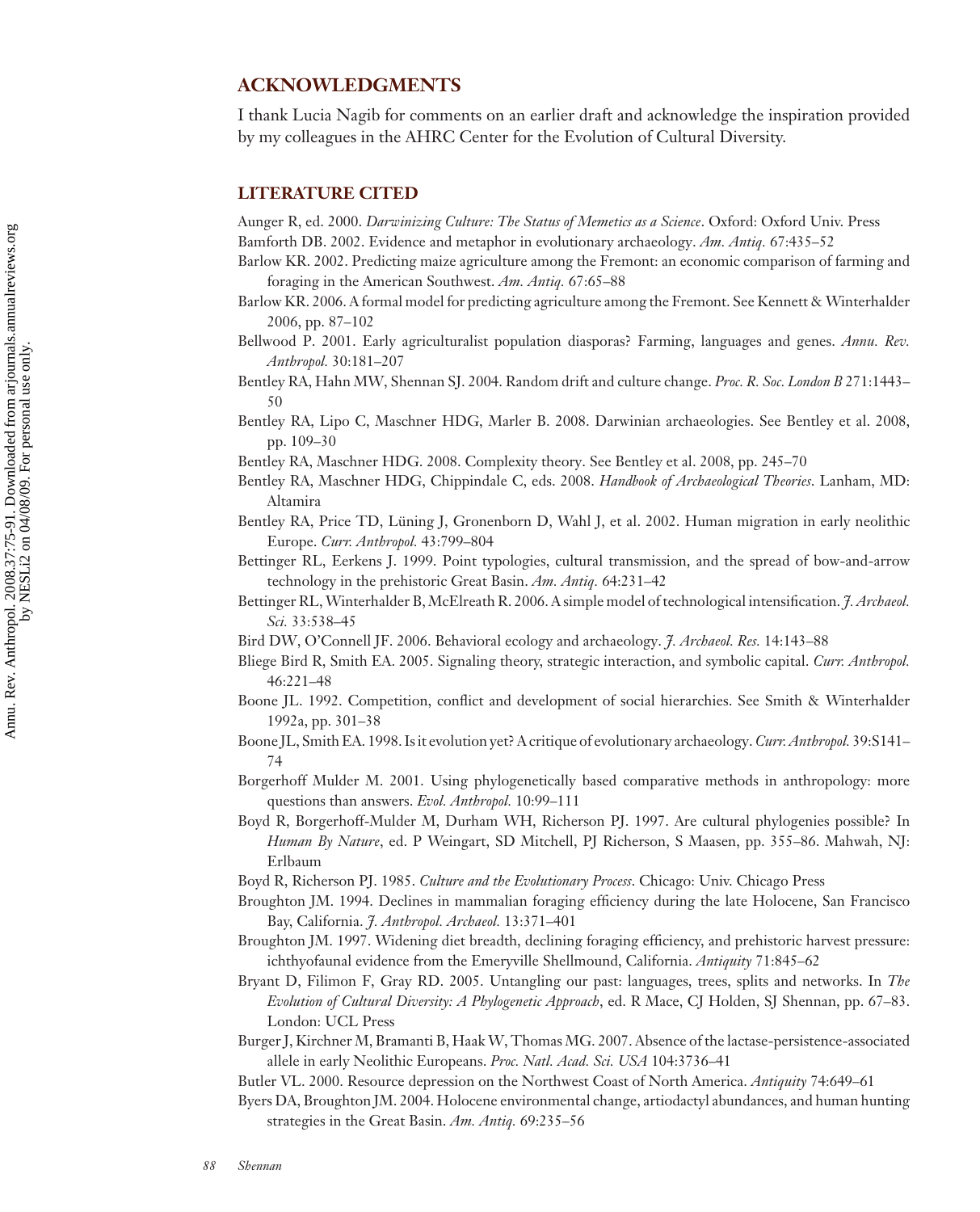## ACKNOWLEDGMENTS

I thank Lucia Nagib for comments on an earlier draft and acknowledge the inspiration provided by my colleagues in the AHRC Center for the Evolution of Cultural Diversity.

## LITERATURE CITED

Aunger R, ed. 2000. *Darwinizing Culture: The Status of Memetics as a Science*. Oxford: Oxford Univ. Press

Bamforth DB. 2002. Evidence and metaphor in evolutionary archaeology. *Am. Antiq.* 67:435–52

Barlow KR. 2002. Predicting maize agriculture among the Fremont: an economic comparison of farming and foraging in the American Southwest. *Am. Antiq.* 67:65–88

Barlow KR. 2006. A formal model for predicting agriculture among the Fremont. See Kennett & Winterhalder 2006, pp. 87–102

Bellwood P. 2001. Early agriculturalist population diasporas? Farming, languages and genes. *Annu. Rev. Anthropol.* 30:181–207

Bentley RA, Hahn MW, Shennan SJ. 2004. Random drift and culture change. *Proc. R. Soc. London B* 271:1443–50

Bentley RA, Lipo C, Maschner HDG, Marler B. 2008. Darwinian archaeologies. See Bentley et al. 2008, pp. 109–30

Bentley RA, Maschner HDG. 2008. Complexity theory. See Bentley et al. 2008, pp. 245–70

Bentley RA, Maschner HDG, Chippindale C, eds. 2008. *Handbook of Archaeological Theories*. Lanham, MD: Altamira

Bentley RA, Price TD, Lüning J, Gronenborn D, Wahl J, et al. 2002. Human migration in early neolithic Europe. *Curr. Anthropol.* 43:799–804

Bettinger RL, Eerkens J. 1999. Point typologies, cultural transmission, and the spread of bow-and-arrow technology in the prehistoric Great Basin. *Am. Antiq.* 64:231–42

Bettinger RL, Winterhalder B, McElreath R. 2006. A simple model of technological intensification. *J. Archaeol. Sci.* 33:538–45

Bird DW, O'Connell JF. 2006. Behavioral ecology and archaeology. *J. Archaeol. Res.* 14:143–88

Bliege Bird R, Smith EA. 2005. Signaling theory, strategic interaction, and symbolic capital. *Curr. Anthropol.* 46:221–48

Boone JL. 1992. Competition, conflict and development of social hierarchies. See Smith & Winterhalder 1992a, pp. 301–38

Boone JL, Smith EA. 1998. Is it evolution yet? A critique of evolutionary archaeology. *Curr. Anthropol.* 39:S141–74

Borgerhoff Mulder M. 2001. Using phylogenetically based comparative methods in anthropology: more questions than answers. *Evol. Anthropol.* 10:99–111

Boyd R, Borgerhoff-Mulder M, Durham WH, Richerson PJ. 1997. Are cultural phylogenies possible? In *Human By Nature*, ed. P Weingart, SD Mitchell, PJ Richerson, S Maasen, pp. 355–86. Mahwah, NJ: Erlbaum

Boyd R, Richerson PJ. 1985. *Culture and the Evolutionary Process*. Chicago: Univ. Chicago Press

Broughton JM. 1994. Declines in mammalian foraging efficiency during the late Holocene, San Francisco Bay, California. *J. Anthropol. Archaeol.* 13:371–401

Broughton JM. 1997. Widening diet breadth, declining foraging efficiency, and prehistoric harvest pressure: ichthyofaunal evidence from the Emeryville Shellmound, California. *Antiquity* 71:845–62

Bryant D, Filimon F, Gray RD. 2005. Untangling our past: languages, trees, splits and networks. In *The Evolution of Cultural Diversity: A Phylogenetic Approach*, ed. R Mace, CJ Holden, SJ Shennan, pp. 67–83. London: UCL Press

Burger J, Kirchner M, Bramanti B, Haak W, Thomas MG. 2007. Absence of the lactase-persistence-associated allele in early Neolithic Europeans. *Proc. Natl. Acad. Sci. USA* 104:3736–41

Butler VL. 2000. Resource depression on the Northwest Coast of North America. *Antiquity* 74:649–61

Byers DA, Broughton JM. 2004. Holocene environmental change, artiodactyl abundances, and human hunting strategies in the Great Basin. *Am. Antiq.* 69:235–56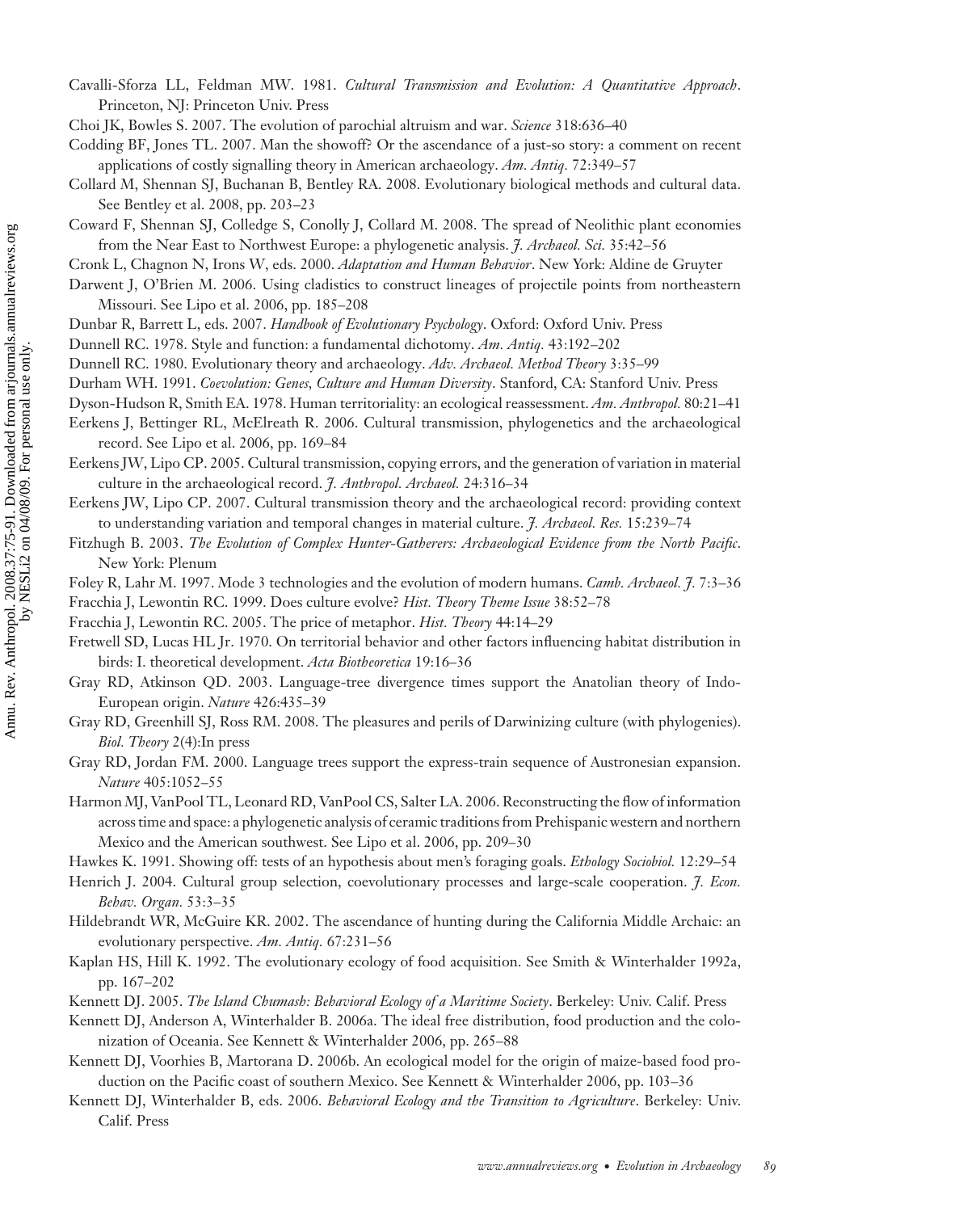Cavalli-Sforza LL, Feldman MW. 1981. *Cultural Transmission and Evolution: A Quantitative Approach*. Princeton, NJ: Princeton Univ. Press

Choi JK, Bowles S. 2007. The evolution of parochial altruism and war. *Science* 318:636–40

Codding BF, Jones TL. 2007. Man the showoff? Or the ascendance of a just-so story: a comment on recent applications of costly signalling theory in American archaeology. *Am. Antiq.* 72:349–57

Collard M, Shennan SJ, Buchanan B, Bentley RA. 2008. Evolutionary biological methods and cultural data. See Bentley et al. 2008, pp. 203–23

Coward F, Shennan SJ, Colledge S, Conolly J, Collard M. 2008. The spread of Neolithic plant economies from the Near East to Northwest Europe: a phylogenetic analysis. *J. Archaeol. Sci.* 35:42–56

Cronk L, Chagnon N, Irons W, eds. 2000. *Adaptation and Human Behavior*. New York: Aldine de Gruyter

Darwent J, O'Brien M. 2006. Using cladistics to construct lineages of projectile points from northeastern Missouri. See Lipo et al. 2006, pp. 185–208

Dunbar R, Barrett L, eds. 2007. *Handbook of Evolutionary Psychology*. Oxford: Oxford Univ. Press

Dunnell RC. 1978. Style and function: a fundamental dichotomy. *Am. Antiq.* 43:192–202

Dunnell RC. 1980. Evolutionary theory and archaeology. *Adv. Archaeol. Method Theory* 3:35–99

Durham WH. 1991. *Coevolution: Genes, Culture and Human Diversity*. Stanford, CA: Stanford Univ. Press

Dyson-Hudson R, Smith EA. 1978. Human territoriality: an ecological reassessment. *Am. Anthropol.* 80:21–41

Eerkens J, Bettinger RL, McElreath R. 2006. Cultural transmission, phylogenetics and the archaeological record. See Lipo et al. 2006, pp. 169–84

Eerkens JW, Lipo CP. 2005. Cultural transmission, copying errors, and the generation of variation in material culture in the archaeological record. *J. Anthropol. Archaeol.* 24:316–34

Eerkens JW, Lipo CP. 2007. Cultural transmission theory and the archaeological record: providing context to understanding variation and temporal changes in material culture. *J. Archaeol. Res.* 15:239–74

Fitzhugh B. 2003. *The Evolution of Complex Hunter-Gatherers: Archaeological Evidence from the North Pacific*. New York: Plenum

Foley R, Lahr M. 1997. Mode 3 technologies and the evolution of modern humans. *Camb. Archaeol. J.* 7:3–36

Fracchia J, Lewontin RC. 1999. Does culture evolve? *Hist. Theory Theme Issue* 38:52–78

Fracchia J, Lewontin RC. 2005. The price of metaphor. *Hist. Theory* 44:14–29

Fretwell SD, Lucas HL Jr. 1970. On territorial behavior and other factors influencing habitat distribution in birds: I. theoretical development. *Acta Biotheoretica* 19:16–36

Gray RD, Atkinson QD. 2003. Language-tree divergence times support the Anatolian theory of Indo-European origin. *Nature* 426:435–39

Gray RD, Greenhill SJ, Ross RM. 2008. The pleasures and perils of Darwinizing culture (with phylogenies). *Biol. Theory* 2(4):In press

Gray RD, Jordan FM. 2000. Language trees support the express-train sequence of Austronesian expansion. *Nature* 405:1052–55

Harmon MJ, VanPool TL, Leonard RD, VanPool CS, Salter LA. 2006. Reconstructing the flow of information across time and space: a phylogenetic analysis of ceramic traditions from Prehispanic western and northern Mexico and the American southwest. See Lipo et al. 2006, pp. 209–30

Hawkes K. 1991. Showing off: tests of an hypothesis about men's foraging goals. *Ethology Sociobiol.* 12:29–54

Henrich J. 2004. Cultural group selection, coevolutionary processes and large-scale cooperation. *J. Econ. Behav. Organ.* 53:3–35

Hildebrandt WR, McGuire KR. 2002. The ascendance of hunting during the California Middle Archaic: an evolutionary perspective. *Am. Antiq.* 67:231–56

Kaplan HS, Hill K. 1992. The evolutionary ecology of food acquisition. See Smith & Winterhalder 1992a, pp. 167–202

Kennett DJ. 2005. *The Island Chumash: Behavioral Ecology of a Maritime Society*. Berkeley: Univ. Calif. Press

Kennett DJ, Anderson A, Winterhalder B. 2006a. The ideal free distribution, food production and the colonization of Oceania. See Kennett & Winterhalder 2006, pp. 265–88

Kennett DJ, Voorhies B, Martorana D. 2006b. An ecological model for the origin of maize-based food production on the Pacific coast of southern Mexico. See Kennett & Winterhalder 2006, pp. 103–36

Kennett DJ, Winterhalder B, eds. 2006. *Behavioral Ecology and the Transition to Agriculture*. Berkeley: Univ. Calif. Press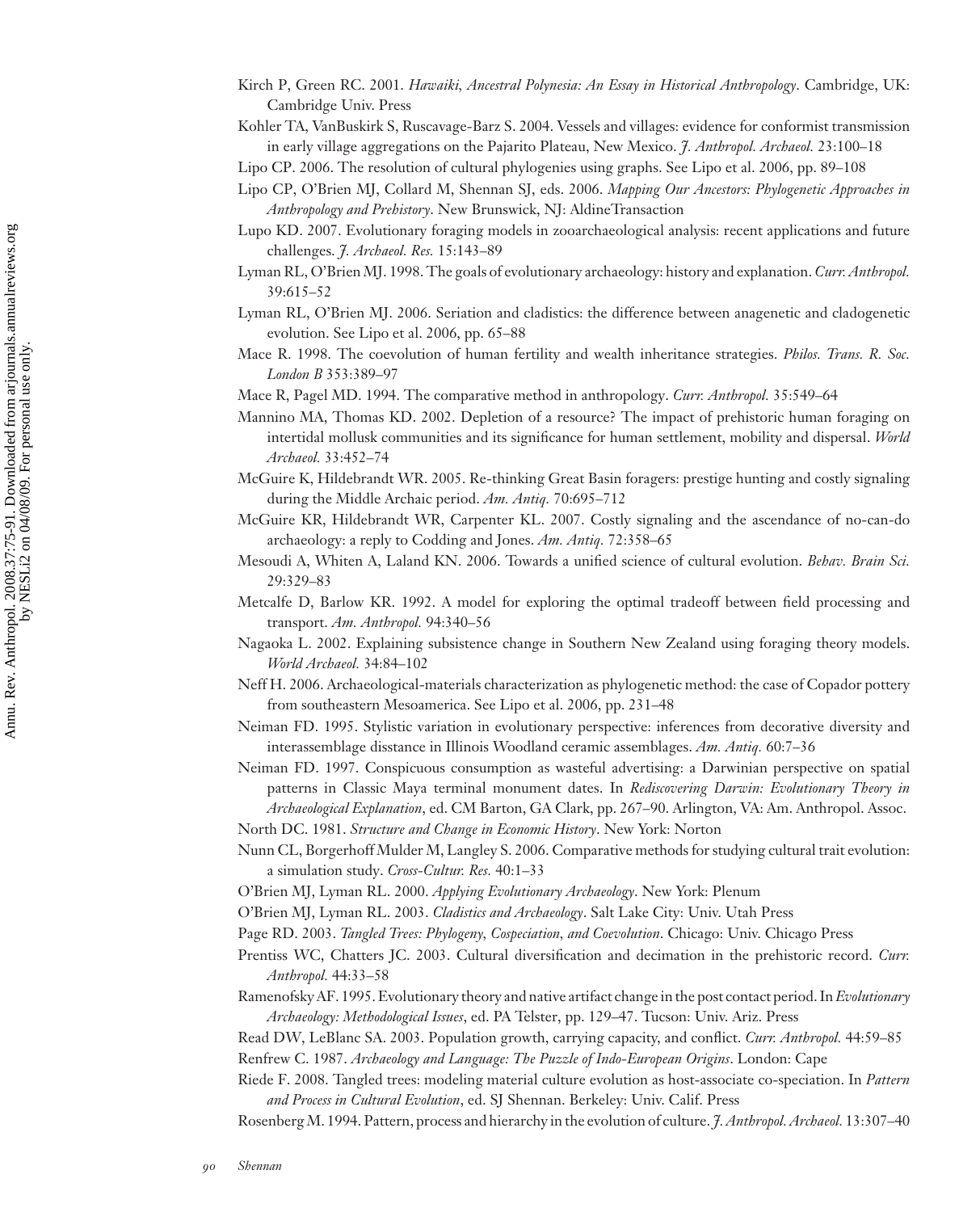Kirch P, Green RC. 2001. *Hawaiki, Ancestral Polynesia: An Essay in Historical Anthropology*. Cambridge, UK: Cambridge Univ. Press

Kohler TA, VanBuskirk S, Ruscavage-Barz S. 2004. Vessels and villages: evidence for conformist transmission in early village aggregations on the Pajarito Plateau, New Mexico. *J. Anthropol. Archaeol.* 23:100–18

Lipo CP. 2006. The resolution of cultural phylogenies using graphs. See Lipo et al. 2006, pp. 89–108

Lipo CP, O'Brien MJ, Collard M, Shennan SJ, eds. 2006. *Mapping Our Ancestors: Phylogenetic Approaches in Anthropology and Prehistory*. New Brunswick, NJ: AldineTransaction

Lupo KD. 2007. Evolutionary foraging models in zooarchaeological analysis: recent applications and future challenges. *J. Archaeol. Res.* 15:143–89

Lyman RL, O'Brien MJ. 1998. The goals of evolutionary archaeology: history and explanation. *Curr. Anthropol.* 39:615–52

Lyman RL, O'Brien MJ. 2006. Seriation and cladistics: the difference between anagenetic and cladogenetic evolution. See Lipo et al. 2006, pp. 65–88

Mace R. 1998. The coevolution of human fertility and wealth inheritance strategies. *Philos. Trans. R. Soc. London B* 353:389–97

Mace R, Pagel MD. 1994. The comparative method in anthropology. *Curr. Anthropol.* 35:549–64

Mannino MA, Thomas KD. 2002. Depletion of a resource? The impact of prehistoric human foraging on intertidal mollusk communities and its significance for human settlement, mobility and dispersal. *World Archaeol.* 33:452–74

McGuire K, Hildebrandt WR. 2005. Re-thinking Great Basin foragers: prestige hunting and costly signaling during the Middle Archaic period. *Am. Antiq.* 70:695–712

McGuire KR, Hildebrandt WR, Carpenter KL. 2007. Costly signaling and the ascendance of no-can-do archaeology: a reply to Codding and Jones. *Am. Antiq.* 72:358–65

Mesoudi A, Whiten A, Laland KN. 2006. Towards a unified science of cultural evolution. *Behav. Brain Sci.* 29:329–83

Metcalfe D, Barlow KR. 1992. A model for exploring the optimal tradeoff between field processing and transport. *Am. Anthropol.* 94:340–56

Nagaoka L. 2002. Explaining subsistence change in Southern New Zealand using foraging theory models. *World Archaeol.* 34:84–102

Neff H. 2006. Archaeological-materials characterization as phylogenetic method: the case of Copador pottery from southeastern Mesoamerica. See Lipo et al. 2006, pp. 231–48

Neiman FD. 1995. Stylistic variation in evolutionary perspective: inferences from decorative diversity and interassemblage disstance in Illinois Woodland ceramic assemblages. *Am. Antiq.* 60:7–36

Neiman FD. 1997. Conspicuous consumption as wasteful advertising: a Darwinian perspective on spatial patterns in Classic Maya terminal monument dates. In *Rediscovering Darwin: Evolutionary Theory in Archaeological Explanation*, ed. CM Barton, GA Clark, pp. 267–90. Arlington, VA: Am. Anthropol. Assoc.

North DC. 1981. *Structure and Change in Economic History*. New York: Norton

Nunn CL, Borgerhoff Mulder M, Langley S. 2006. Comparative methods for studying cultural trait evolution: a simulation study. *Cross-Cultur. Res.* 40:1–33

O'Brien MJ, Lyman RL. 2000. *Applying Evolutionary Archaeology*. New York: Plenum

O'Brien MJ, Lyman RL. 2003. *Cladistics and Archaeology*. Salt Lake City: Univ. Utah Press

Page RD. 2003. *Tangled Trees: Phylogeny, Cospeciation, and Coevolution*. Chicago: Univ. Chicago Press

Prentiss WC, Chatters JC. 2003. Cultural diversification and decimation in the prehistoric record. *Curr. Anthropol.* 44:33–58

Ramenofsky AF. 1995. Evolutionary theory and native artifact change in the post contact period. In *Evolutionary Archaeology: Methodological Issues*, ed. PA Telster, pp. 129–47. Tucson: Univ. Ariz. Press

Read DW, LeBlanc SA. 2003. Population growth, carrying capacity, and conflict. *Curr. Anthropol.* 44:59–85

Renfrew C. 1987. *Archaeology and Language: The Puzzle of Indo-European Origins*. London: Cape

Riede F. 2008. Tangled trees: modeling material culture evolution as host-associate co-speciation. In *Pattern and Process in Cultural Evolution*, ed. SJ Shennan. Berkeley: Univ. Calif. Press

Rosenberg M. 1994. Pattern, process and hierarchy in the evolution of culture. *J. Anthropol. Archaeol.* 13:307–40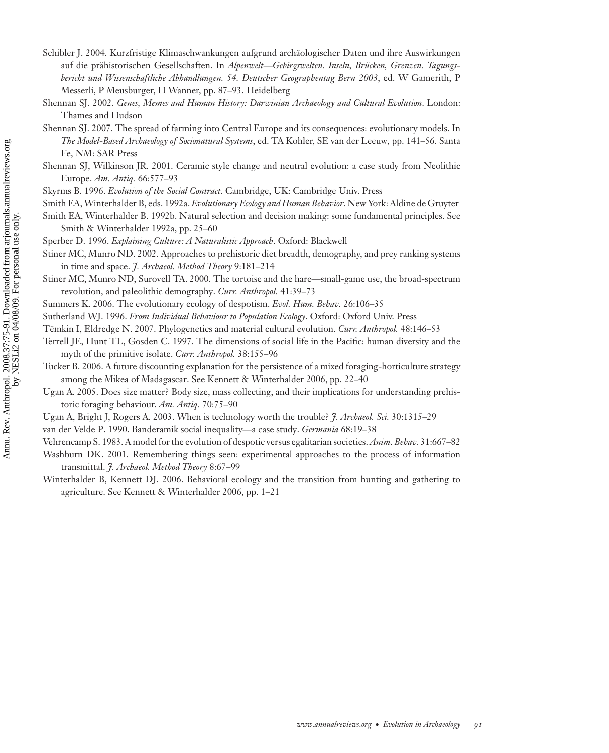Schibler J. 2004. Kurzfristige Klimaschwankungen aufgrund archäologischer Daten und ihre Auswirkungen auf die prähistorischen Gesellschaften. In *Alpenwelt—Gebirgswelten. Inseln, Brücken, Grenzen. Tagungsbericht und Wissenschaftliche Abhandlungen. 54. Deutscher Geographentag Bern 2003*, ed. W Gamerith, P Messerli, P Meusburger, H Wanner, pp. 87–93. Heidelberg

Shennan SJ. 2002. *Genes, Memes and Human History: Darwinian Archaeology and Cultural Evolution*. London: Thames and Hudson

Shennan SJ. 2007. The spread of farming into Central Europe and its consequences: evolutionary models. In *The Model-Based Archaeology of Socionatural Systems*, ed. TA Kohler, SE van der Leeuw, pp. 141–56. Santa Fe, NM: SAR Press

Shennan SJ, Wilkinson JR. 2001. Ceramic style change and neutral evolution: a case study from Neolithic Europe. *Am. Antiq.* 66:577–93

Skyrms B. 1996. *Evolution of the Social Contract*. Cambridge, UK: Cambridge Univ. Press

Smith EA, Winterhalder B, eds. 1992a. *Evolutionary Ecology and Human Behavior*. New York: Aldine de Gruyter

Smith EA, Winterhalder B. 1992b. Natural selection and decision making: some fundamental principles. See Smith & Winterhalder 1992a, pp. 25–60

Sperber D. 1996. *Explaining Culture: A Naturalistic Approach*. Oxford: Blackwell

Stiner MC, Munro ND. 2002. Approaches to prehistoric diet breadth, demography, and prey ranking systems in time and space. *J. Archaeol. Method Theory* 9:181–214

Stiner MC, Munro ND, Surovell TA. 2000. The tortoise and the hare—small-game use, the broad-spectrum revolution, and paleolithic demography. *Curr. Anthropol.* 41:39–73

Summers K. 2006. The evolutionary ecology of despotism. *Evol. Hum. Behav.* 26:106–35

Sutherland WJ. 1996. *From Individual Behaviour to Population Ecology*. Oxford: Oxford Univ. Press

Tëmkin I, Eldredge N. 2007. Phylogenetics and material cultural evolution. *Curr. Anthropol.* 48:146–53

Terrell JE, Hunt TL, Gosden C. 1997. The dimensions of social life in the Pacific: human diversity and the myth of the primitive isolate. *Curr. Anthropol.* 38:155–96

Tucker B. 2006. A future discounting explanation for the persistence of a mixed foraging-horticulture strategy among the Mikea of Madagascar. See Kennett & Winterhalder 2006, pp. 22–40

Ugan A. 2005. Does size matter? Body size, mass collecting, and their implications for understanding prehistoric foraging behaviour. *Am. Antiq.* 70:75–90

Ugan A, Bright J, Rogers A. 2003. When is technology worth the trouble? *J. Archaeol. Sci.* 30:1315–29

van der Velde P. 1990. Banderamik social inequality—a case study. *Germania* 68:19–38

Vehrencamp S. 1983. A model for the evolution of despotic versus egalitarian societies. *Anim. Behav.* 31:667–82

Washburn DK. 2001. Remembering things seen: experimental approaches to the process of information transmittal. *J. Archaeol. Method Theory* 8:67–99

Winterhalder B, Kennett DJ. 2006. Behavioral ecology and the transition from hunting and gathering to agriculture. See Kennett & Winterhalder 2006, pp. 1–21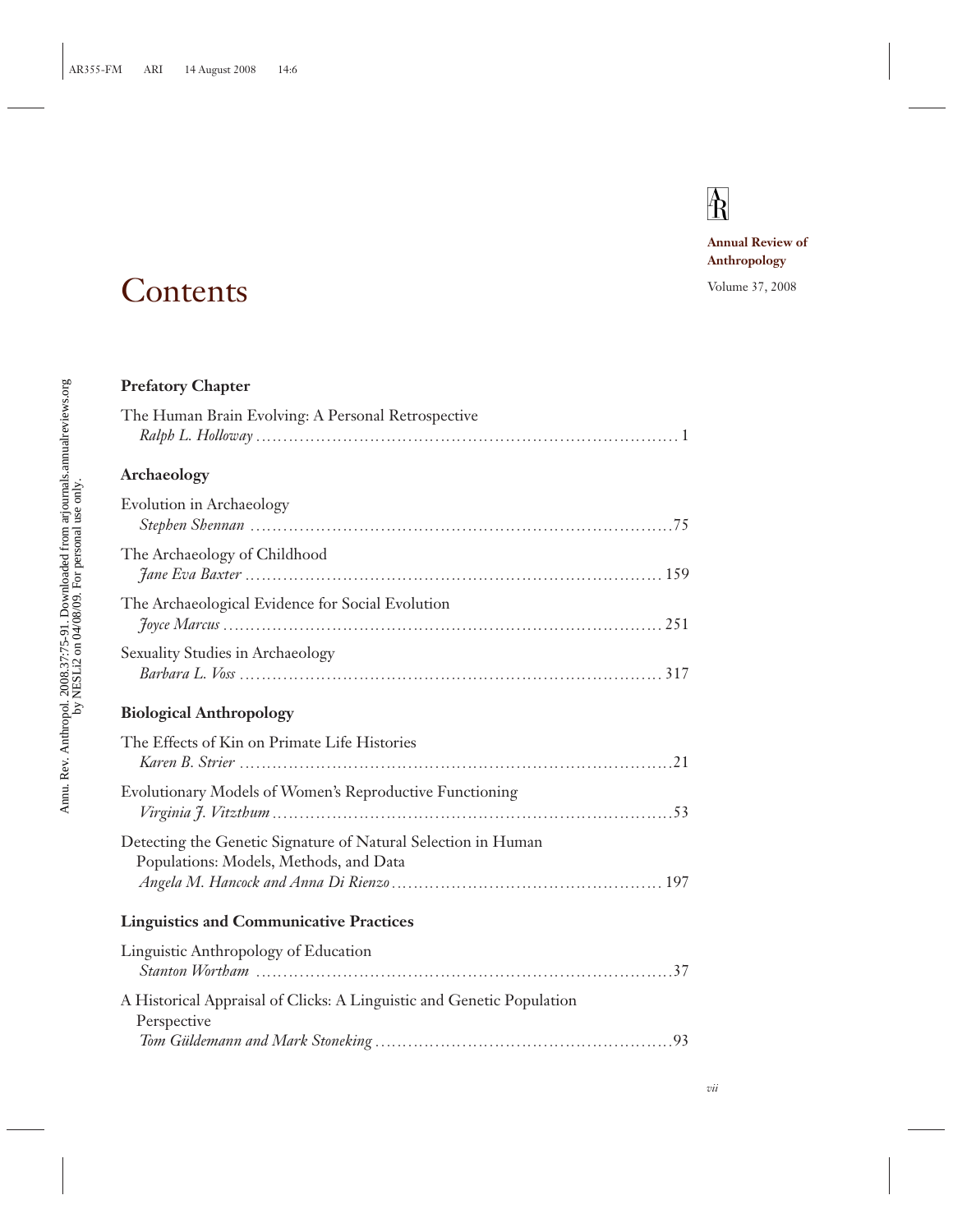Annual Review of Anthropology

Volume 37, 2008

# Contents

### Prefatory Chapter

The Human Brain Evolving: A Personal Retrospective
*Ralph L. Holloway* . . . . . . . . . . 1

### Archaeology

Evolution in Archaeology
*Stephen Shennan* . . . . . . . . . . 75

The Archaeology of Childhood
*Jane Eva Baxter* . . . . . . . . . . 159

The Archaeological Evidence for Social Evolution
*Joyce Marcus* . . . . . . . . . . 251

Sexuality Studies in Archaeology
*Barbara L. Voss* . . . . . . . . . . 317

### Biological Anthropology

The Effects of Kin on Primate Life Histories
*Karen B. Strier* . . . . . . . . . . 21

Evolutionary Models of Women's Reproductive Functioning
*Virginia J. Vitzthum* . . . . . . . . . . 53

Detecting the Genetic Signature of Natural Selection in Human Populations: Models, Methods, and Data
*Angela M. Hancock and Anna Di Rienzo* . . . . . . . . . . 197

### Linguistics and Communicative Practices

Linguistic Anthropology of Education
*Stanton Wortham* . . . . . . . . . . 37

A Historical Appraisal of Clicks: A Linguistic and Genetic Population Perspective
*Tom Güldemann and Mark Stoneking* . . . . . . . . . . 93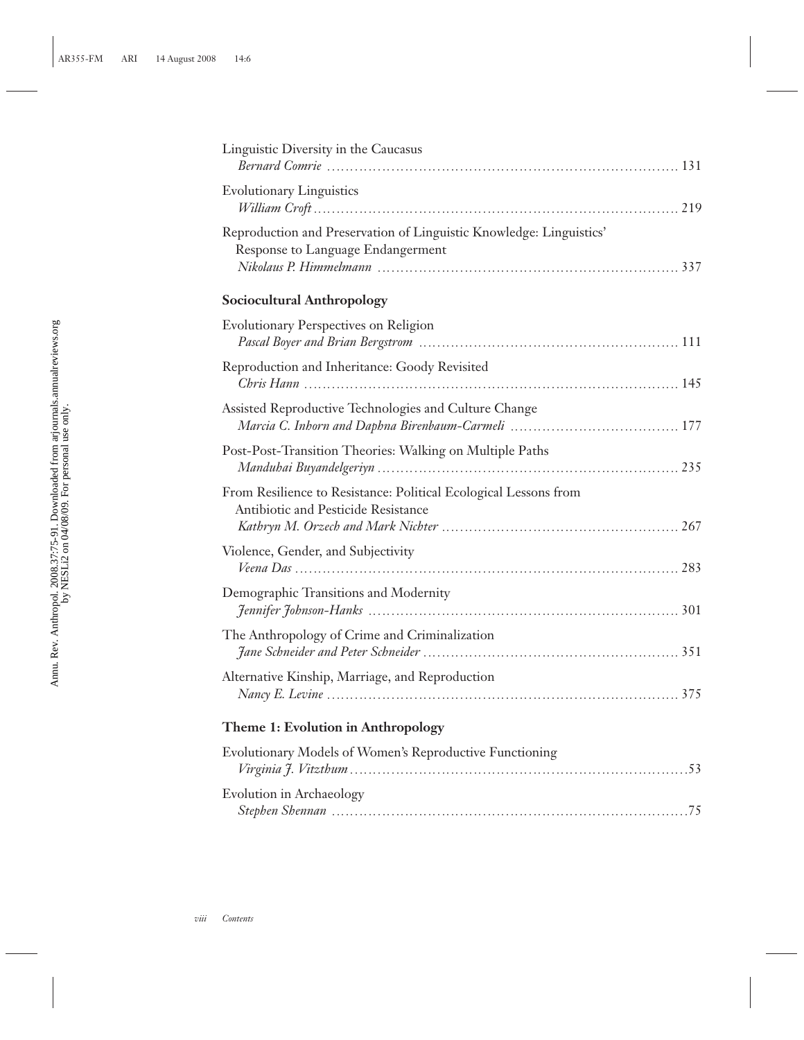Linguistic Diversity in the Caucasus
*Bernard Comrie* ........................................................................ 131

Evolutionary Linguistics
*William Croft* ........................................................................ 219

Reproduction and Preservation of Linguistic Knowledge: Linguistics' Response to Language Endangerment
*Nikolaus P. Himmelmann* ........................................................................ 337

## Sociocultural Anthropology

Evolutionary Perspectives on Religion
*Pascal Boyer and Brian Bergstrom* ........................................................................ 111

Reproduction and Inheritance: Goody Revisited
*Chris Hann* ........................................................................ 145

Assisted Reproductive Technologies and Culture Change
*Marcia C. Inhorn and Daphna Birenbaum-Carmeli* ........................................................................ 177

Post-Post-Transition Theories: Walking on Multiple Paths
*Manduhai Buyandelgeriyn* ........................................................................ 235

From Resilience to Resistance: Political Ecological Lessons from Antibiotic and Pesticide Resistance
*Kathryn M. Orzech and Mark Nichter* ........................................................................ 267

Violence, Gender, and Subjectivity
*Veena Das* ........................................................................ 283

Demographic Transitions and Modernity
*Jennifer Johnson-Hanks* ........................................................................ 301

The Anthropology of Crime and Criminalization
*Jane Schneider and Peter Schneider* ........................................................................ 351

Alternative Kinship, Marriage, and Reproduction
*Nancy E. Levine* ........................................................................ 375

## Theme 1: Evolution in Anthropology

Evolutionary Models of Women's Reproductive Functioning
*Virginia J. Vitzthum* ........................................................................ 53

Evolution in Archaeology
*Stephen Shennan* ........................................................................ 75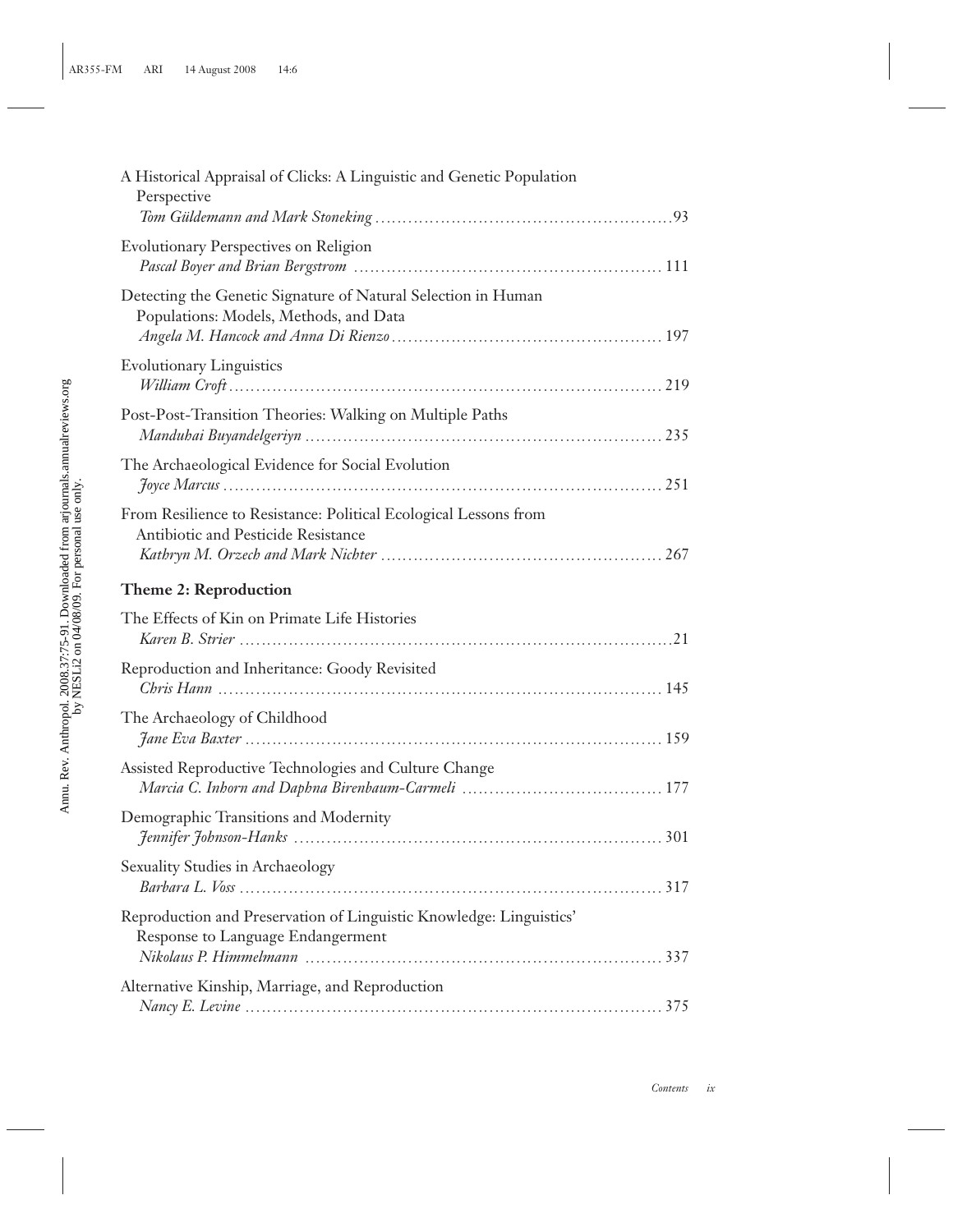A Historical Appraisal of Clicks: A Linguistic and Genetic Population Perspective
*Tom Güldemann and Mark Stoneking* .......................................................93

Evolutionary Perspectives on Religion
*Pascal Boyer and Brian Bergstrom* ....................................................... 111

Detecting the Genetic Signature of Natural Selection in Human Populations: Models, Methods, and Data
*Angela M. Hancock and Anna Di Rienzo* ................................................. 197

Evolutionary Linguistics
*William Croft* ........................................................................... 219

Post-Post-Transition Theories: Walking on Multiple Paths
*Manduhai Buyandelgeriyn* ................................................................ 235

The Archaeological Evidence for Social Evolution
*Joyce Marcus* ........................................................................... 251

From Resilience to Resistance: Political Ecological Lessons from Antibiotic and Pesticide Resistance
*Kathryn M. Orzech and Mark Nichter* ..................................................... 267

## Theme 2: Reproduction

The Effects of Kin on Primate Life Histories
*Karen B. Strier* ..........................................................................21

Reproduction and Inheritance: Goody Revisited
*Chris Hann* ............................................................................. 145

The Archaeology of Childhood
*Jane Eva Baxter* ......................................................................... 159

Assisted Reproductive Technologies and Culture Change
*Marcia C. Inhorn and Daphna Birenbaum-Carmeli* ........................................ 177

Demographic Transitions and Modernity
*Jennifer Johnson-Hanks* ................................................................. 301

Sexuality Studies in Archaeology
*Barbara L. Voss* ......................................................................... 317

Reproduction and Preservation of Linguistic Knowledge: Linguistics' Response to Language Endangerment
*Nikolaus P. Himmelmann* ................................................................. 337

Alternative Kinship, Marriage, and Reproduction
*Nancy E. Levine* ......................................................................... 375